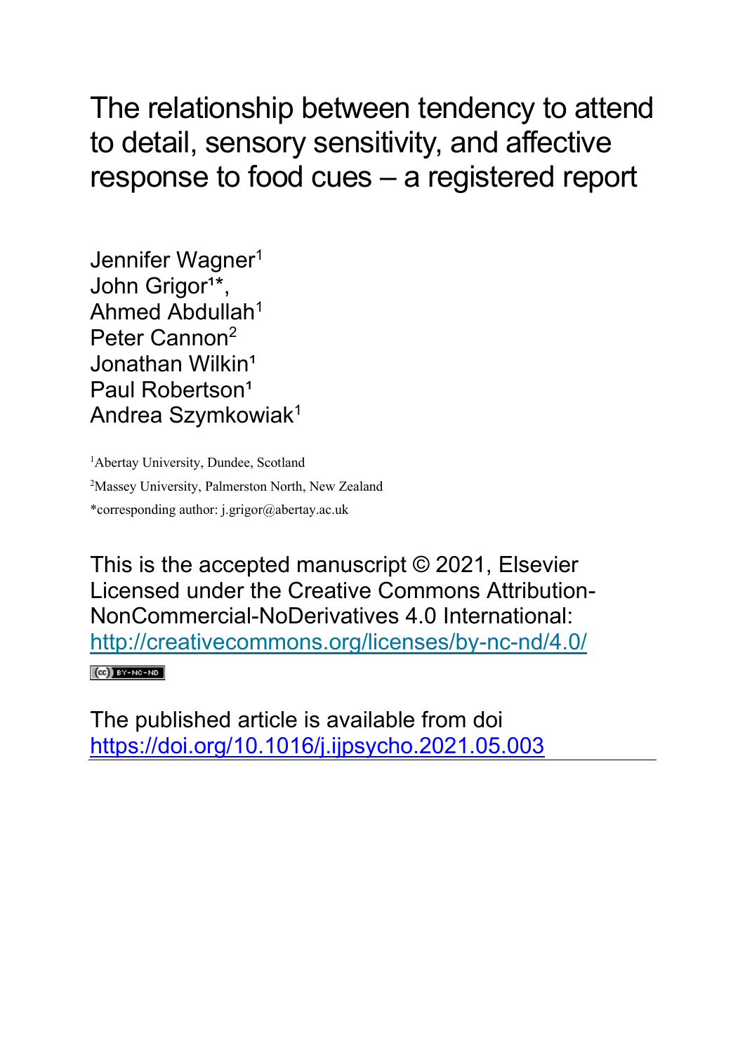# The relationship between tendency to attend to detail, sensory sensitivity, and affective response to food cues – a registered report

Jennifer Wagner[1]
John Grigor[1*],
Ahmed Abdullah[1]
Peter Cannon[2]
Jonathan Wilkin[1]
Paul Robertson[1]
Andrea Szymkowiak[1]

[1]Abertay University, Dundee, Scotland

[2]Massey University, Palmerston North, New Zealand

*corresponding author: j.grigor@abertay.ac.uk

This is the accepted manuscript © 2021, Elsevier
Licensed under the Creative Commons Attribution-NonCommercial-NoDerivatives 4.0 International:
http://creativecommons.org/licenses/by-nc-nd/4.0/

The published article is available from doi https://doi.org/10.1016/j.ijpsycho.2021.05.003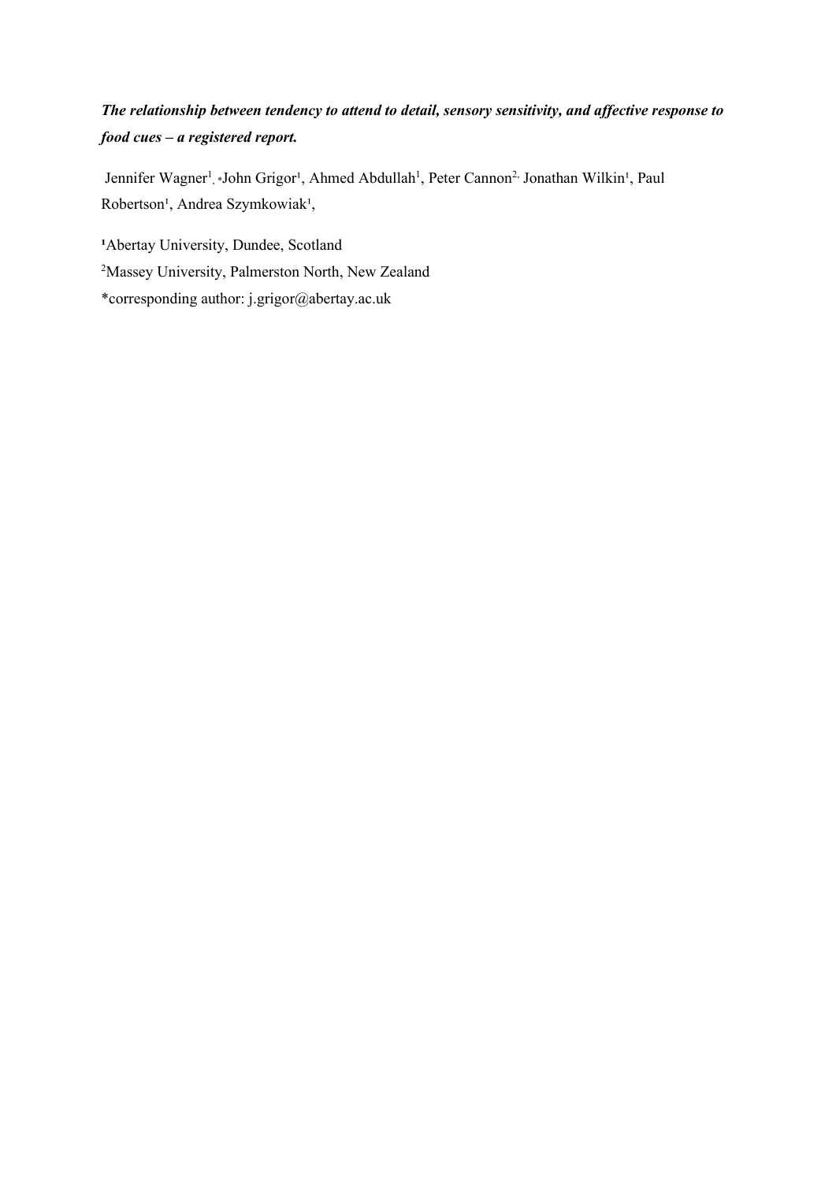***The relationship between tendency to attend to detail, sensory sensitivity, and affective response to food cues – a registered report.***

Jennifer Wagner[1], *John Grigor[1], Ahmed Abdullah[1], Peter Cannon[2], Jonathan Wilkin[1], Paul Robertson[1], Andrea Szymkowiak[1],

[1]Abertay University, Dundee, Scotland

[2]Massey University, Palmerston North, New Zealand

*corresponding author: j.grigor@abertay.ac.uk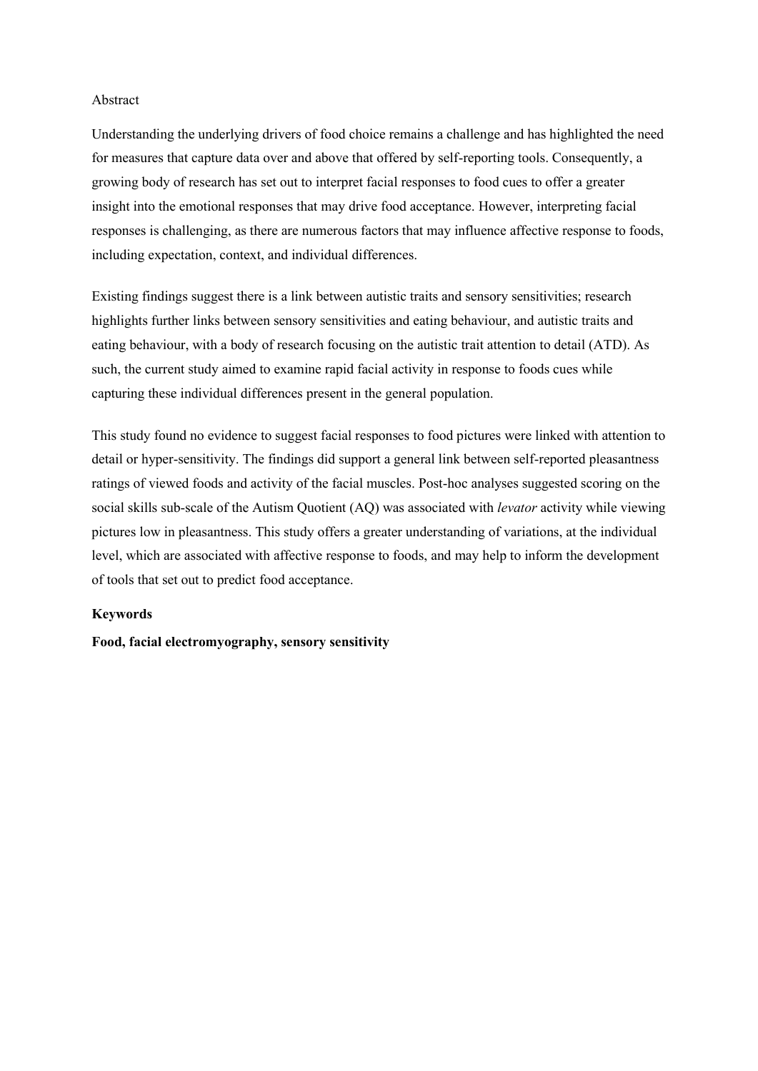## Abstract

Understanding the underlying drivers of food choice remains a challenge and has highlighted the need for measures that capture data over and above that offered by self-reporting tools. Consequently, a growing body of research has set out to interpret facial responses to food cues to offer a greater insight into the emotional responses that may drive food acceptance. However, interpreting facial responses is challenging, as there are numerous factors that may influence affective response to foods, including expectation, context, and individual differences.

Existing findings suggest there is a link between autistic traits and sensory sensitivities; research highlights further links between sensory sensitivities and eating behaviour, and autistic traits and eating behaviour, with a body of research focusing on the autistic trait attention to detail (ATD). As such, the current study aimed to examine rapid facial activity in response to foods cues while capturing these individual differences present in the general population.

This study found no evidence to suggest facial responses to food pictures were linked with attention to detail or hyper-sensitivity. The findings did support a general link between self-reported pleasantness ratings of viewed foods and activity of the facial muscles. Post-hoc analyses suggested scoring on the social skills sub-scale of the Autism Quotient (AQ) was associated with *levator* activity while viewing pictures low in pleasantness. This study offers a greater understanding of variations, at the individual level, which are associated with affective response to foods, and may help to inform the development of tools that set out to predict food acceptance.

**Keywords**

**Food, facial electromyography, sensory sensitivity**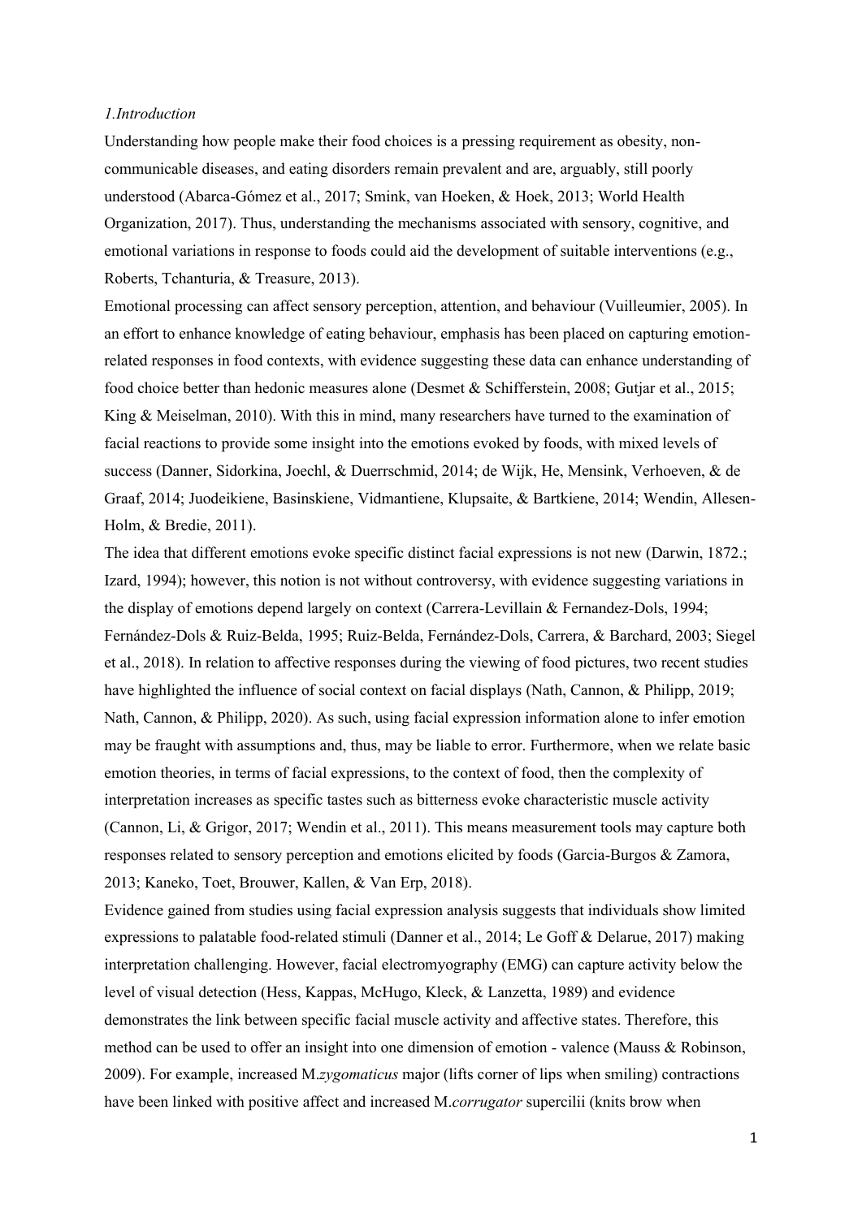*1.Introduction*

Understanding how people make their food choices is a pressing requirement as obesity, non-communicable diseases, and eating disorders remain prevalent and are, arguably, still poorly understood (Abarca-Gómez et al., 2017; Smink, van Hoeken, & Hoek, 2013; World Health Organization, 2017). Thus, understanding the mechanisms associated with sensory, cognitive, and emotional variations in response to foods could aid the development of suitable interventions (e.g., Roberts, Tchanturia, & Treasure, 2013).

Emotional processing can affect sensory perception, attention, and behaviour (Vuilleumier, 2005). In an effort to enhance knowledge of eating behaviour, emphasis has been placed on capturing emotion-related responses in food contexts, with evidence suggesting these data can enhance understanding of food choice better than hedonic measures alone (Desmet & Schifferstein, 2008; Gutjar et al., 2015; King & Meiselman, 2010). With this in mind, many researchers have turned to the examination of facial reactions to provide some insight into the emotions evoked by foods, with mixed levels of success (Danner, Sidorkina, Joechl, & Duerrschmid, 2014; de Wijk, He, Mensink, Verhoeven, & de Graaf, 2014; Juodeikiene, Basinskiene, Vidmantiene, Klupsaite, & Bartkiene, 2014; Wendin, Allesen-Holm, & Bredie, 2011).

The idea that different emotions evoke specific distinct facial expressions is not new (Darwin, 1872.; Izard, 1994); however, this notion is not without controversy, with evidence suggesting variations in the display of emotions depend largely on context (Carrera-Levillain & Fernandez-Dols, 1994; Fernández-Dols & Ruiz-Belda, 1995; Ruiz-Belda, Fernández-Dols, Carrera, & Barchard, 2003; Siegel et al., 2018). In relation to affective responses during the viewing of food pictures, two recent studies have highlighted the influence of social context on facial displays (Nath, Cannon, & Philipp, 2019; Nath, Cannon, & Philipp, 2020). As such, using facial expression information alone to infer emotion may be fraught with assumptions and, thus, may be liable to error. Furthermore, when we relate basic emotion theories, in terms of facial expressions, to the context of food, then the complexity of interpretation increases as specific tastes such as bitterness evoke characteristic muscle activity (Cannon, Li, & Grigor, 2017; Wendin et al., 2011). This means measurement tools may capture both responses related to sensory perception and emotions elicited by foods (Garcia-Burgos & Zamora, 2013; Kaneko, Toet, Brouwer, Kallen, & Van Erp, 2018).

Evidence gained from studies using facial expression analysis suggests that individuals show limited expressions to palatable food-related stimuli (Danner et al., 2014; Le Goff & Delarue, 2017) making interpretation challenging. However, facial electromyography (EMG) can capture activity below the level of visual detection (Hess, Kappas, McHugo, Kleck, & Lanzetta, 1989) and evidence demonstrates the link between specific facial muscle activity and affective states. Therefore, this method can be used to offer an insight into one dimension of emotion - valence (Mauss & Robinson, 2009). For example, increased M.*zygomaticus* major (lifts corner of lips when smiling) contractions have been linked with positive affect and increased M.*corrugator* supercilii (knits brow when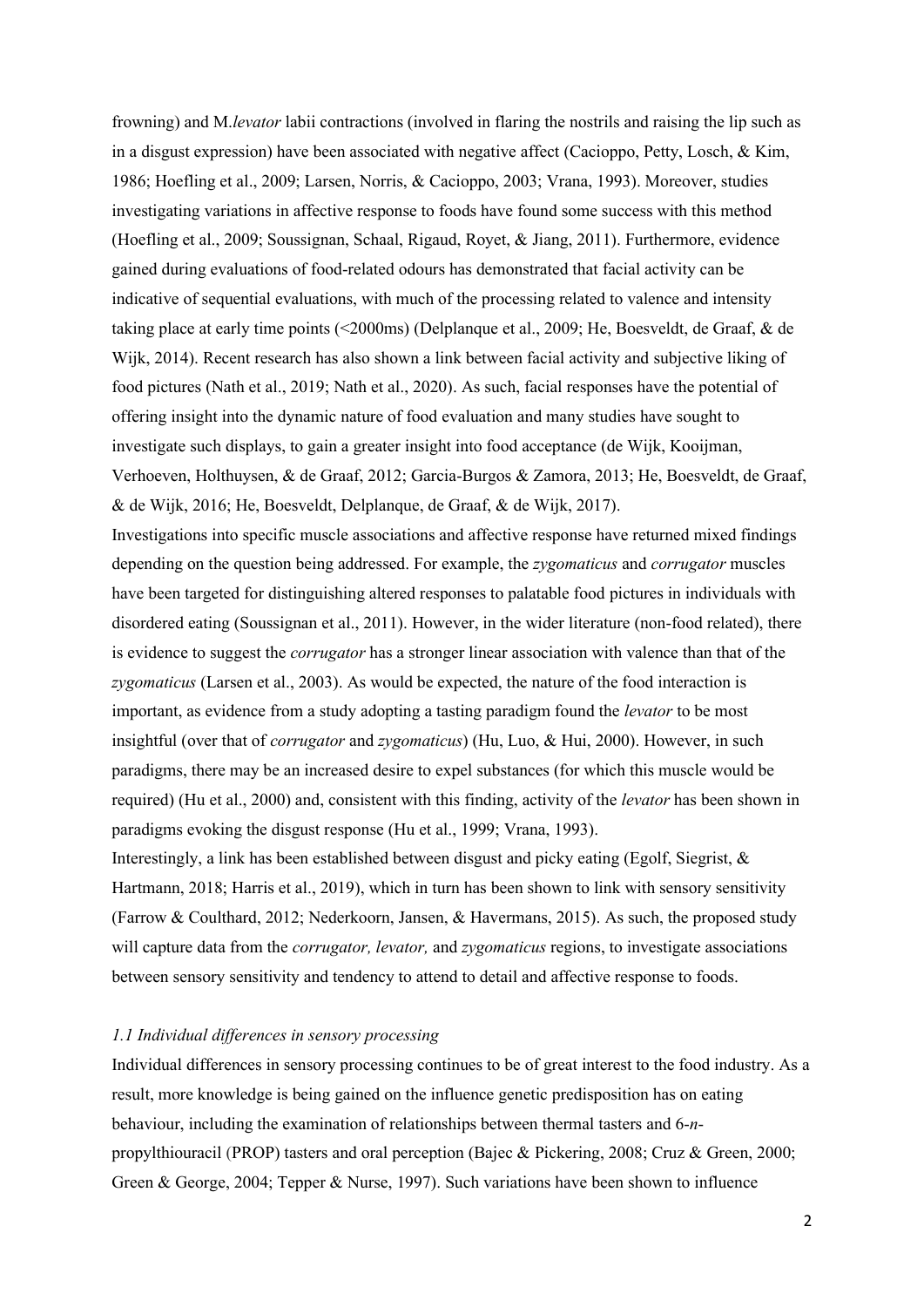frowning) and M.*levator* labii contractions (involved in flaring the nostrils and raising the lip such as in a disgust expression) have been associated with negative affect (Cacioppo, Petty, Losch, & Kim, 1986; Hoefling et al., 2009; Larsen, Norris, & Cacioppo, 2003; Vrana, 1993). Moreover, studies investigating variations in affective response to foods have found some success with this method (Hoefling et al., 2009; Soussignan, Schaal, Rigaud, Royet, & Jiang, 2011). Furthermore, evidence gained during evaluations of food-related odours has demonstrated that facial activity can be indicative of sequential evaluations, with much of the processing related to valence and intensity taking place at early time points (<2000ms) (Delplanque et al., 2009; He, Boesveldt, de Graaf, & de Wijk, 2014). Recent research has also shown a link between facial activity and subjective liking of food pictures (Nath et al., 2019; Nath et al., 2020). As such, facial responses have the potential of offering insight into the dynamic nature of food evaluation and many studies have sought to investigate such displays, to gain a greater insight into food acceptance (de Wijk, Kooijman, Verhoeven, Holthuysen, & de Graaf, 2012; Garcia-Burgos & Zamora, 2013; He, Boesveldt, de Graaf, & de Wijk, 2016; He, Boesveldt, Delplanque, de Graaf, & de Wijk, 2017).

Investigations into specific muscle associations and affective response have returned mixed findings depending on the question being addressed. For example, the *zygomaticus* and *corrugator* muscles have been targeted for distinguishing altered responses to palatable food pictures in individuals with disordered eating (Soussignan et al., 2011). However, in the wider literature (non-food related), there is evidence to suggest the *corrugator* has a stronger linear association with valence than that of the *zygomaticus* (Larsen et al., 2003). As would be expected, the nature of the food interaction is important, as evidence from a study adopting a tasting paradigm found the *levator* to be most insightful (over that of *corrugator* and *zygomaticus*) (Hu, Luo, & Hui, 2000). However, in such paradigms, there may be an increased desire to expel substances (for which this muscle would be required) (Hu et al., 2000) and, consistent with this finding, activity of the *levator* has been shown in paradigms evoking the disgust response (Hu et al., 1999; Vrana, 1993).

Interestingly, a link has been established between disgust and picky eating (Egolf, Siegrist, & Hartmann, 2018; Harris et al., 2019), which in turn has been shown to link with sensory sensitivity (Farrow & Coulthard, 2012; Nederkoorn, Jansen, & Havermans, 2015). As such, the proposed study will capture data from the *corrugator, levator,* and *zygomaticus* regions, to investigate associations between sensory sensitivity and tendency to attend to detail and affective response to foods.

### *1.1 Individual differences in sensory processing*

Individual differences in sensory processing continues to be of great interest to the food industry. As a result, more knowledge is being gained on the influence genetic predisposition has on eating behaviour, including the examination of relationships between thermal tasters and 6-*n*-propylthiouracil (PROP) tasters and oral perception (Bajec & Pickering, 2008; Cruz & Green, 2000; Green & George, 2004; Tepper & Nurse, 1997). Such variations have been shown to influence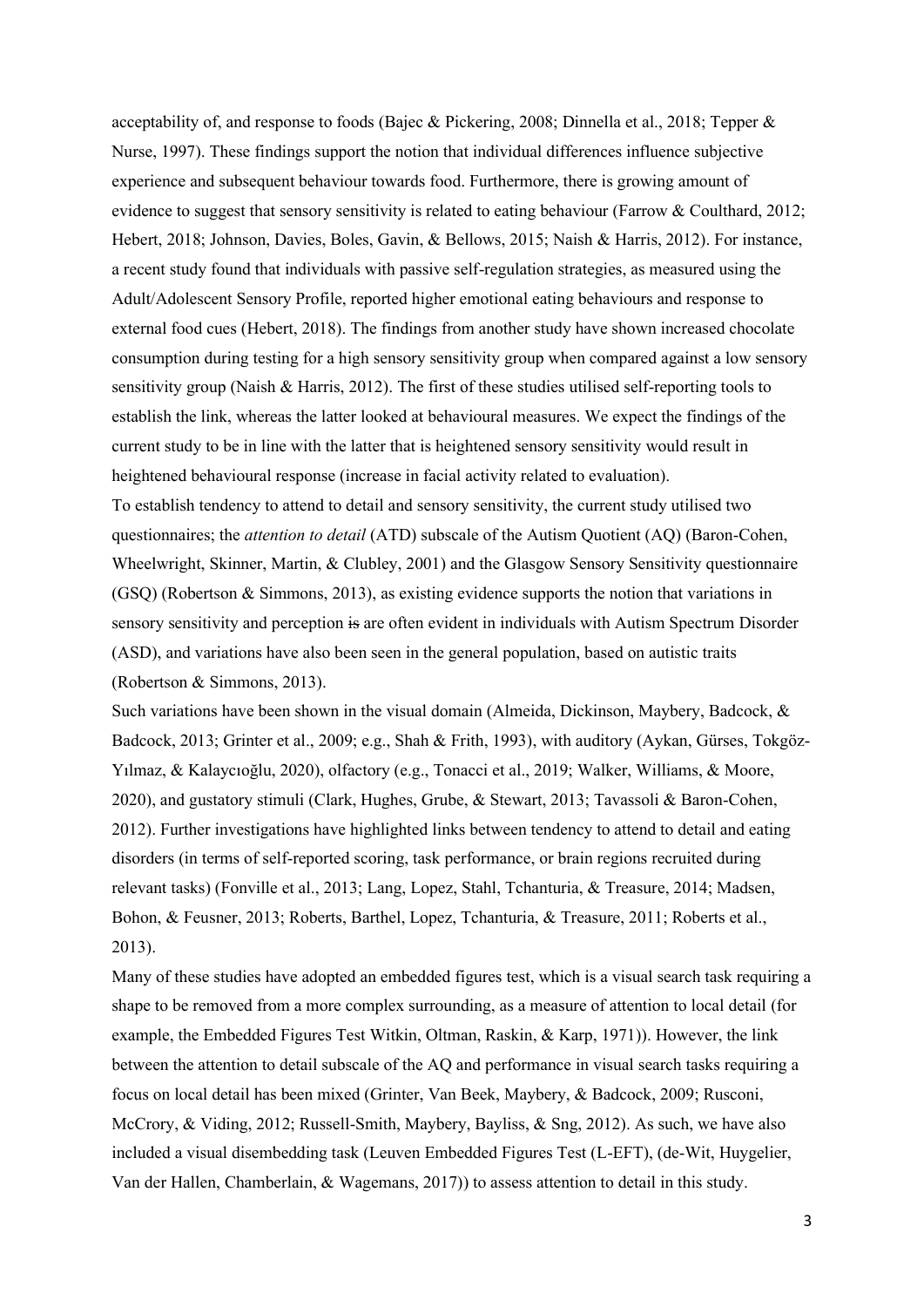acceptability of, and response to foods (Bajec & Pickering, 2008; Dinnella et al., 2018; Tepper & Nurse, 1997). These findings support the notion that individual differences influence subjective experience and subsequent behaviour towards food. Furthermore, there is growing amount of evidence to suggest that sensory sensitivity is related to eating behaviour (Farrow & Coulthard, 2012; Hebert, 2018; Johnson, Davies, Boles, Gavin, & Bellows, 2015; Naish & Harris, 2012). For instance, a recent study found that individuals with passive self-regulation strategies, as measured using the Adult/Adolescent Sensory Profile, reported higher emotional eating behaviours and response to external food cues (Hebert, 2018). The findings from another study have shown increased chocolate consumption during testing for a high sensory sensitivity group when compared against a low sensory sensitivity group (Naish & Harris, 2012). The first of these studies utilised self-reporting tools to establish the link, whereas the latter looked at behavioural measures. We expect the findings of the current study to be in line with the latter that is heightened sensory sensitivity would result in heightened behavioural response (increase in facial activity related to evaluation).

To establish tendency to attend to detail and sensory sensitivity, the current study utilised two questionnaires; the *attention to detail* (ATD) subscale of the Autism Quotient (AQ) (Baron-Cohen, Wheelwright, Skinner, Martin, & Clubley, 2001) and the Glasgow Sensory Sensitivity questionnaire (GSQ) (Robertson & Simmons, 2013), as existing evidence supports the notion that variations in sensory sensitivity and perception ~~is~~ are often evident in individuals with Autism Spectrum Disorder (ASD), and variations have also been seen in the general population, based on autistic traits (Robertson & Simmons, 2013).

Such variations have been shown in the visual domain (Almeida, Dickinson, Maybery, Badcock, & Badcock, 2013; Grinter et al., 2009; e.g., Shah & Frith, 1993), with auditory (Aykan, Gürses, Tokgöz-Yılmaz, & Kalaycıoğlu, 2020), olfactory (e.g., Tonacci et al., 2019; Walker, Williams, & Moore, 2020), and gustatory stimuli (Clark, Hughes, Grube, & Stewart, 2013; Tavassoli & Baron-Cohen, 2012). Further investigations have highlighted links between tendency to attend to detail and eating disorders (in terms of self-reported scoring, task performance, or brain regions recruited during relevant tasks) (Fonville et al., 2013; Lang, Lopez, Stahl, Tchanturia, & Treasure, 2014; Madsen, Bohon, & Feusner, 2013; Roberts, Barthel, Lopez, Tchanturia, & Treasure, 2011; Roberts et al., 2013).

Many of these studies have adopted an embedded figures test, which is a visual search task requiring a shape to be removed from a more complex surrounding, as a measure of attention to local detail (for example, the Embedded Figures Test Witkin, Oltman, Raskin, & Karp, 1971)). However, the link between the attention to detail subscale of the AQ and performance in visual search tasks requiring a focus on local detail has been mixed (Grinter, Van Beek, Maybery, & Badcock, 2009; Rusconi, McCrory, & Viding, 2012; Russell-Smith, Maybery, Bayliss, & Sng, 2012). As such, we have also included a visual disembedding task (Leuven Embedded Figures Test (L-EFT), (de-Wit, Huygelier, Van der Hallen, Chamberlain, & Wagemans, 2017)) to assess attention to detail in this study.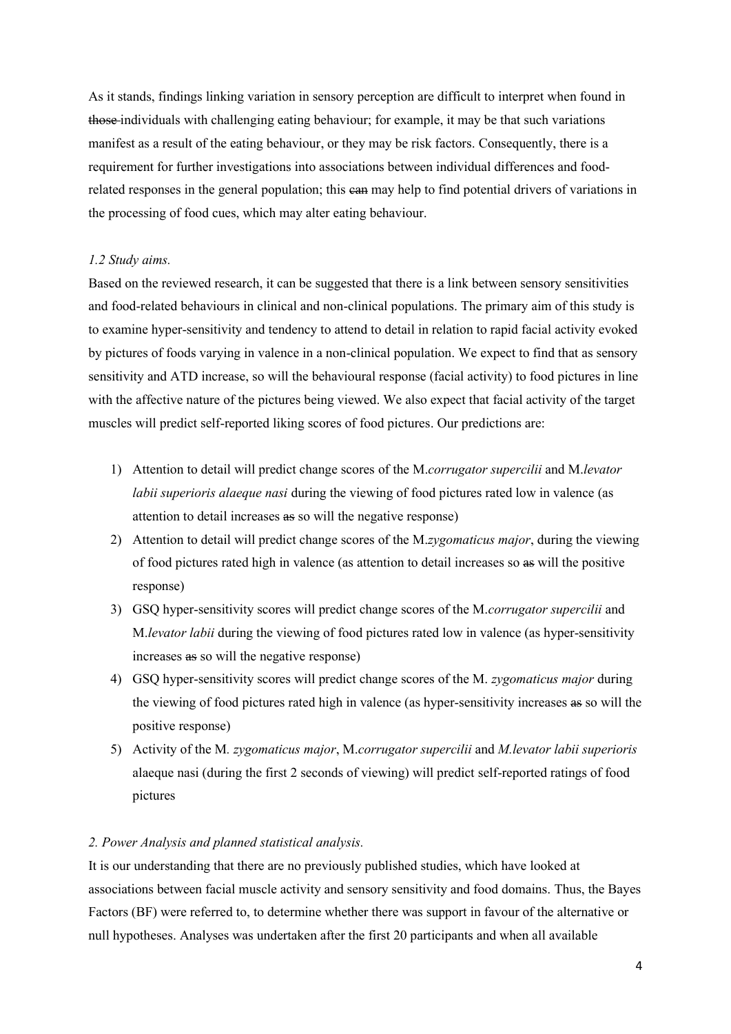As it stands, findings linking variation in sensory perception are difficult to interpret when found in ~~those~~ individuals with challenging eating behaviour; for example, it may be that such variations manifest as a result of the eating behaviour, or they may be risk factors. Consequently, there is a requirement for further investigations into associations between individual differences and food-related responses in the general population; this ~~can~~ may help to find potential drivers of variations in the processing of food cues, which may alter eating behaviour.

### *1.2 Study aims.*

Based on the reviewed research, it can be suggested that there is a link between sensory sensitivities and food-related behaviours in clinical and non-clinical populations. The primary aim of this study is to examine hyper-sensitivity and tendency to attend to detail in relation to rapid facial activity evoked by pictures of foods varying in valence in a non-clinical population. We expect to find that as sensory sensitivity and ATD increase, so will the behavioural response (facial activity) to food pictures in line with the affective nature of the pictures being viewed. We also expect that facial activity of the target muscles will predict self-reported liking scores of food pictures. Our predictions are:

1) Attention to detail will predict change scores of the M.*corrugator supercilii* and M.*levator labii superioris alaeque nasi* during the viewing of food pictures rated low in valence (as attention to detail increases ~~as~~ so will the negative response)
2) Attention to detail will predict change scores of the M.*zygomaticus major*, during the viewing of food pictures rated high in valence (as attention to detail increases so ~~as~~ will the positive response)
3) GSQ hyper-sensitivity scores will predict change scores of the M.*corrugator supercilii* and M.*levator labii* during the viewing of food pictures rated low in valence (as hyper-sensitivity increases ~~as~~ so will the negative response)
4) GSQ hyper-sensitivity scores will predict change scores of the M. *zygomaticus major* during the viewing of food pictures rated high in valence (as hyper-sensitivity increases ~~as~~ so will the positive response)
5) Activity of the M. *zygomaticus major*, M.*corrugator supercilii* and *M.levator labii superioris* alaeque nasi (during the first 2 seconds of viewing) will predict self-reported ratings of food pictures

### *2. Power Analysis and planned statistical analysis.*

It is our understanding that there are no previously published studies, which have looked at associations between facial muscle activity and sensory sensitivity and food domains. Thus, the Bayes Factors (BF) were referred to, to determine whether there was support in favour of the alternative or null hypotheses. Analyses was undertaken after the first 20 participants and when all available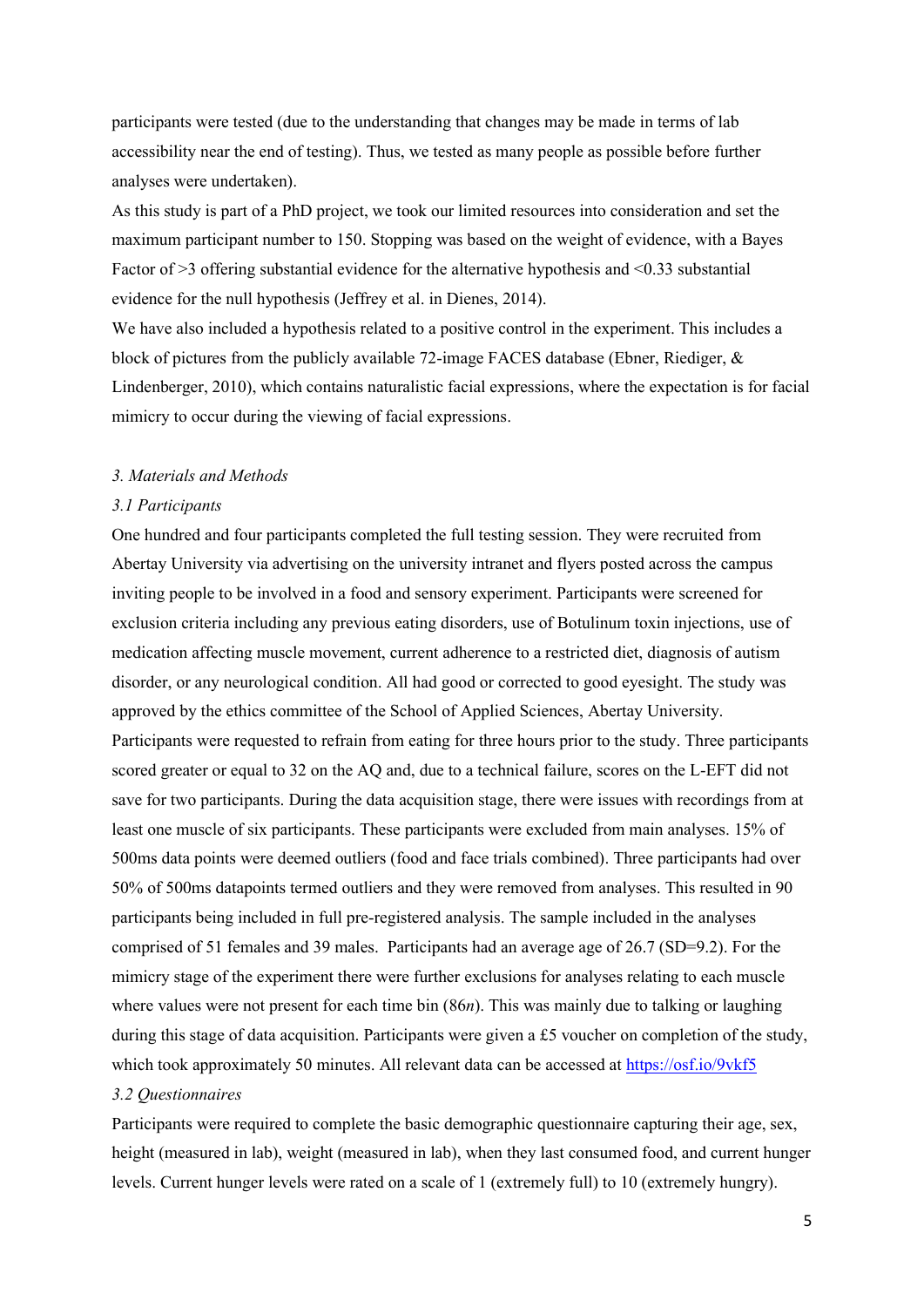participants were tested (due to the understanding that changes may be made in terms of lab accessibility near the end of testing). Thus, we tested as many people as possible before further analyses were undertaken).

As this study is part of a PhD project, we took our limited resources into consideration and set the maximum participant number to 150. Stopping was based on the weight of evidence, with a Bayes Factor of >3 offering substantial evidence for the alternative hypothesis and <0.33 substantial evidence for the null hypothesis (Jeffrey et al. in Dienes, 2014).

We have also included a hypothesis related to a positive control in the experiment. This includes a block of pictures from the publicly available 72-image FACES database (Ebner, Riediger, & Lindenberger, 2010), which contains naturalistic facial expressions, where the expectation is for facial mimicry to occur during the viewing of facial expressions.

### *3. Materials and Methods*

#### *3.1 Participants*

One hundred and four participants completed the full testing session. They were recruited from Abertay University via advertising on the university intranet and flyers posted across the campus inviting people to be involved in a food and sensory experiment. Participants were screened for exclusion criteria including any previous eating disorders, use of Botulinum toxin injections, use of medication affecting muscle movement, current adherence to a restricted diet, diagnosis of autism disorder, or any neurological condition. All had good or corrected to good eyesight. The study was approved by the ethics committee of the School of Applied Sciences, Abertay University.

Participants were requested to refrain from eating for three hours prior to the study. Three participants scored greater or equal to 32 on the AQ and, due to a technical failure, scores on the L-EFT did not save for two participants. During the data acquisition stage, there were issues with recordings from at least one muscle of six participants. These participants were excluded from main analyses. 15% of 500ms data points were deemed outliers (food and face trials combined). Three participants had over 50% of 500ms datapoints termed outliers and they were removed from analyses. This resulted in 90 participants being included in full pre-registered analysis. The sample included in the analyses comprised of 51 females and 39 males. Participants had an average age of 26.7 (SD=9.2). For the mimicry stage of the experiment there were further exclusions for analyses relating to each muscle where values were not present for each time bin (86*n*). This was mainly due to talking or laughing during this stage of data acquisition. Participants were given a £5 voucher on completion of the study, which took approximately 50 minutes. All relevant data can be accessed at https://osf.io/9vkf5

#### *3.2 Questionnaires*

Participants were required to complete the basic demographic questionnaire capturing their age, sex, height (measured in lab), weight (measured in lab), when they last consumed food, and current hunger levels. Current hunger levels were rated on a scale of 1 (extremely full) to 10 (extremely hungry).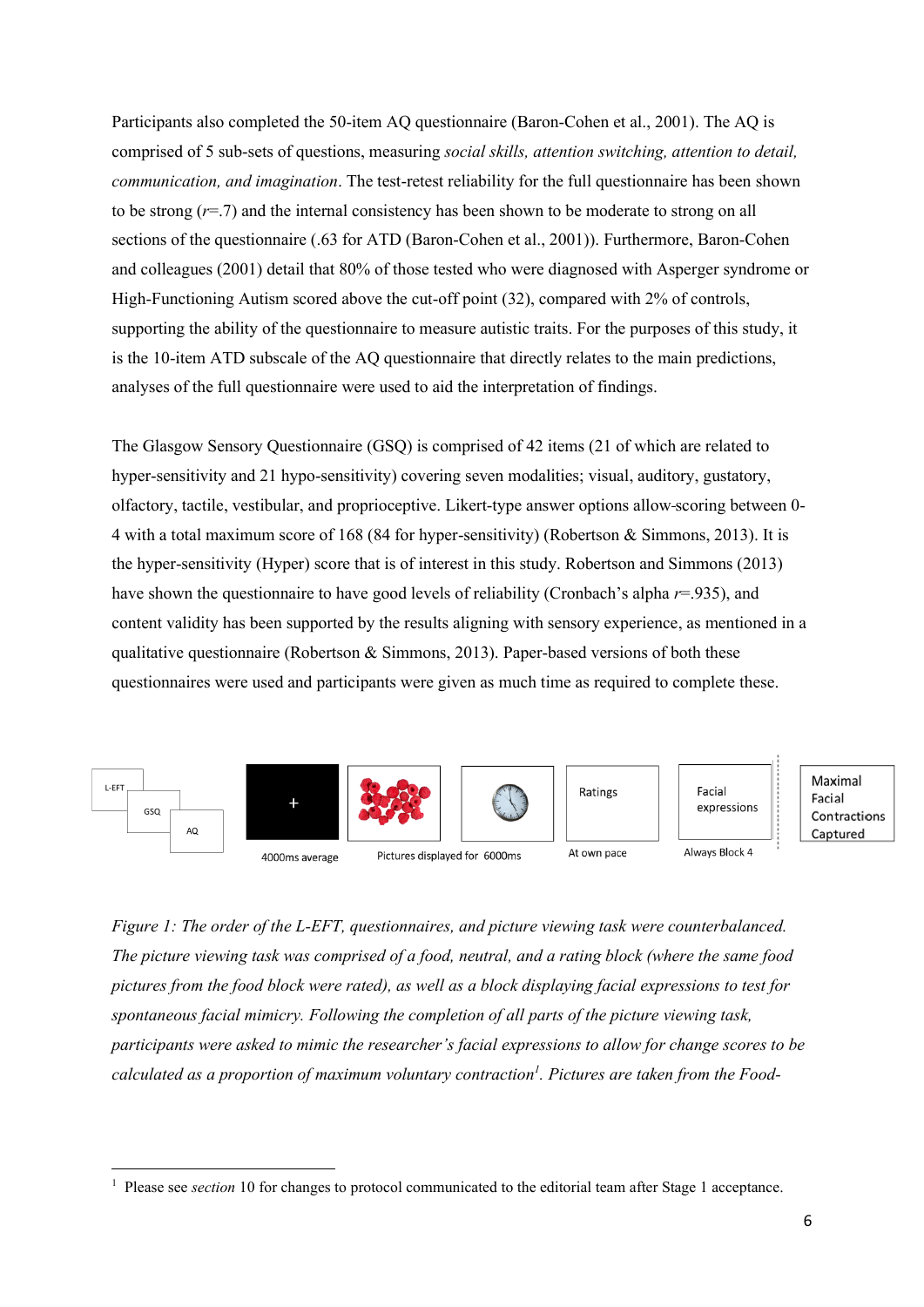Participants also completed the 50-item AQ questionnaire (Baron-Cohen et al., 2001). The AQ is comprised of 5 sub-sets of questions, measuring *social skills, attention switching, attention to detail, communication, and imagination*. The test-retest reliability for the full questionnaire has been shown to be strong ($r$=.7) and the internal consistency has been shown to be moderate to strong on all sections of the questionnaire (.63 for ATD (Baron-Cohen et al., 2001)). Furthermore, Baron-Cohen and colleagues (2001) detail that 80% of those tested who were diagnosed with Asperger syndrome or High-Functioning Autism scored above the cut-off point (32), compared with 2% of controls, supporting the ability of the questionnaire to measure autistic traits. For the purposes of this study, it is the 10-item ATD subscale of the AQ questionnaire that directly relates to the main predictions, analyses of the full questionnaire were used to aid the interpretation of findings.

The Glasgow Sensory Questionnaire (GSQ) is comprised of 42 items (21 of which are related to hyper-sensitivity and 21 hypo-sensitivity) covering seven modalities; visual, auditory, gustatory, olfactory, tactile, vestibular, and proprioceptive. Likert-type answer options allow scoring between 0-4 with a total maximum score of 168 (84 for hyper-sensitivity) (Robertson & Simmons, 2013). It is the hyper-sensitivity (Hyper) score that is of interest in this study. Robertson and Simmons (2013) have shown the questionnaire to have good levels of reliability (Cronbach's alpha $r$=.935), and content validity has been supported by the results aligning with sensory experience, as mentioned in a qualitative questionnaire (Robertson & Simmons, 2013). Paper-based versions of both these questionnaires were used and participants were given as much time as required to complete these.

L-EFT | GSQ | AQ | + (4000ms average) | Pictures displayed for 6000ms | Ratings (At own pace) | Facial expressions (Always Block 4) | Maximal Facial Contractions Captured

*Figure 1: The order of the L-EFT, questionnaires, and picture viewing task were counterbalanced. The picture viewing task was comprised of a food, neutral, and a rating block (where the same food pictures from the food block were rated), as well as a block displaying facial expressions to test for spontaneous facial mimicry. Following the completion of all parts of the picture viewing task, participants were asked to mimic the researcher's facial expressions to allow for change scores to be calculated as a proportion of maximum voluntary contraction[1]. Pictures are taken from the Food-*

[1] Please see *section* 10 for changes to protocol communicated to the editorial team after Stage 1 acceptance.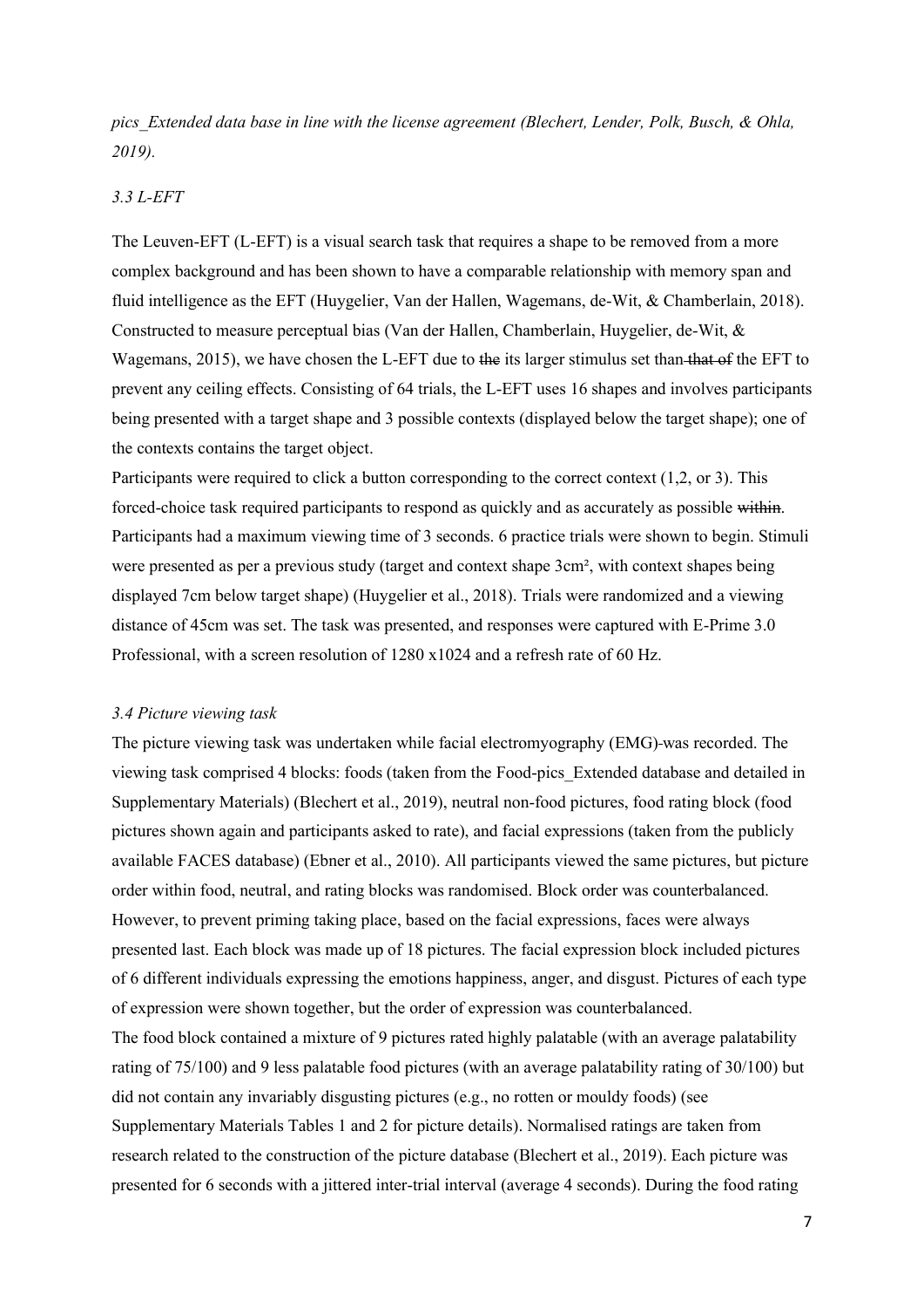*pics_Extended data base in line with the license agreement (Blechert, Lender, Polk, Busch, & Ohla, 2019).*

### *3.3 L-EFT*

The Leuven-EFT (L-EFT) is a visual search task that requires a shape to be removed from a more complex background and has been shown to have a comparable relationship with memory span and fluid intelligence as the EFT (Huygelier, Van der Hallen, Wagemans, de-Wit, & Chamberlain, 2018). Constructed to measure perceptual bias (Van der Hallen, Chamberlain, Huygelier, de-Wit, & Wagemans, 2015), we have chosen the L-EFT due to ~~the~~ its larger stimulus set than ~~that of~~ the EFT to prevent any ceiling effects. Consisting of 64 trials, the L-EFT uses 16 shapes and involves participants being presented with a target shape and 3 possible contexts (displayed below the target shape); one of the contexts contains the target object.

Participants were required to click a button corresponding to the correct context (1,2, or 3). This forced-choice task required participants to respond as quickly and as accurately as possible ~~within~~. Participants had a maximum viewing time of 3 seconds. 6 practice trials were shown to begin. Stimuli were presented as per a previous study (target and context shape 3cm$^2$, with context shapes being displayed 7cm below target shape) (Huygelier et al., 2018). Trials were randomized and a viewing distance of 45cm was set. The task was presented, and responses were captured with E-Prime 3.0 Professional, with a screen resolution of 1280 x1024 and a refresh rate of 60 Hz.

### *3.4 Picture viewing task*

The picture viewing task was undertaken while facial electromyography (EMG)-was recorded. The viewing task comprised 4 blocks: foods (taken from the Food-pics_Extended database and detailed in Supplementary Materials) (Blechert et al., 2019), neutral non-food pictures, food rating block (food pictures shown again and participants asked to rate), and facial expressions (taken from the publicly available FACES database) (Ebner et al., 2010). All participants viewed the same pictures, but picture order within food, neutral, and rating blocks was randomised. Block order was counterbalanced. However, to prevent priming taking place, based on the facial expressions, faces were always presented last. Each block was made up of 18 pictures. The facial expression block included pictures of 6 different individuals expressing the emotions happiness, anger, and disgust. Pictures of each type of expression were shown together, but the order of expression was counterbalanced.

The food block contained a mixture of 9 pictures rated highly palatable (with an average palatability rating of 75/100) and 9 less palatable food pictures (with an average palatability rating of 30/100) but did not contain any invariably disgusting pictures (e.g., no rotten or mouldy foods) (see Supplementary Materials Tables 1 and 2 for picture details). Normalised ratings are taken from research related to the construction of the picture database (Blechert et al., 2019). Each picture was presented for 6 seconds with a jittered inter-trial interval (average 4 seconds). During the food rating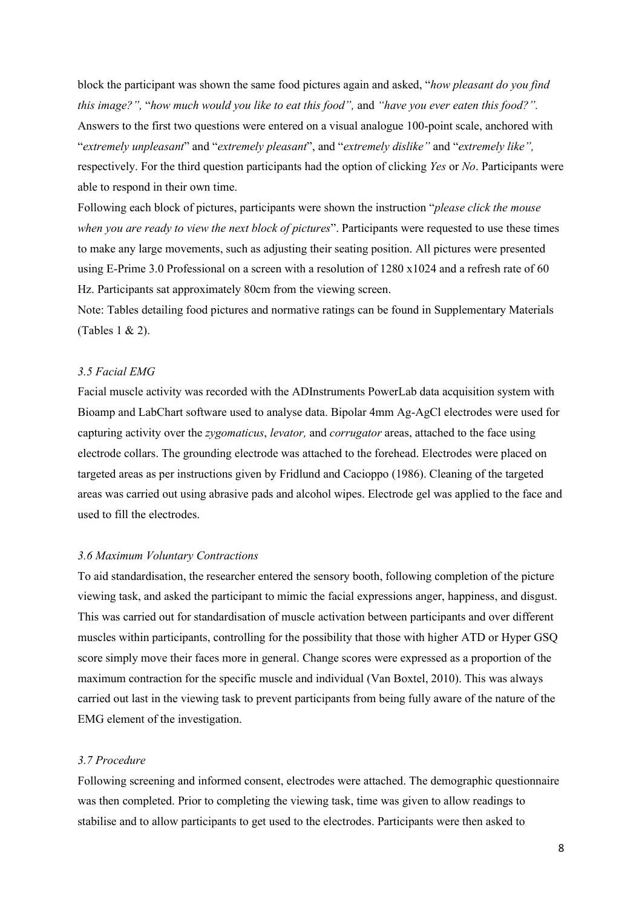block the participant was shown the same food pictures again and asked, "*how pleasant do you find this image?",* "*how much would you like to eat this food",* and *"have you ever eaten this food?".* Answers to the first two questions were entered on a visual analogue 100-point scale, anchored with "*extremely unpleasant*" and "*extremely pleasant*", and "*extremely dislike"* and "*extremely like",* respectively. For the third question participants had the option of clicking *Yes* or *No*. Participants were able to respond in their own time.

Following each block of pictures, participants were shown the instruction "*please click the mouse when you are ready to view the next block of pictures*". Participants were requested to use these times to make any large movements, such as adjusting their seating position. All pictures were presented using E-Prime 3.0 Professional on a screen with a resolution of 1280 x1024 and a refresh rate of 60 Hz. Participants sat approximately 80cm from the viewing screen.

Note: Tables detailing food pictures and normative ratings can be found in Supplementary Materials (Tables 1 & 2).

### *3.5 Facial EMG*

Facial muscle activity was recorded with the ADInstruments PowerLab data acquisition system with Bioamp and LabChart software used to analyse data. Bipolar 4mm Ag-AgCl electrodes were used for capturing activity over the *zygomaticus*, *levator,* and *corrugator* areas, attached to the face using electrode collars. The grounding electrode was attached to the forehead. Electrodes were placed on targeted areas as per instructions given by Fridlund and Cacioppo (1986). Cleaning of the targeted areas was carried out using abrasive pads and alcohol wipes. Electrode gel was applied to the face and used to fill the electrodes.

### *3.6 Maximum Voluntary Contractions*

To aid standardisation, the researcher entered the sensory booth, following completion of the picture viewing task, and asked the participant to mimic the facial expressions anger, happiness, and disgust. This was carried out for standardisation of muscle activation between participants and over different muscles within participants, controlling for the possibility that those with higher ATD or Hyper GSQ score simply move their faces more in general. Change scores were expressed as a proportion of the maximum contraction for the specific muscle and individual (Van Boxtel, 2010). This was always carried out last in the viewing task to prevent participants from being fully aware of the nature of the EMG element of the investigation.

### *3.7 Procedure*

Following screening and informed consent, electrodes were attached. The demographic questionnaire was then completed. Prior to completing the viewing task, time was given to allow readings to stabilise and to allow participants to get used to the electrodes. Participants were then asked to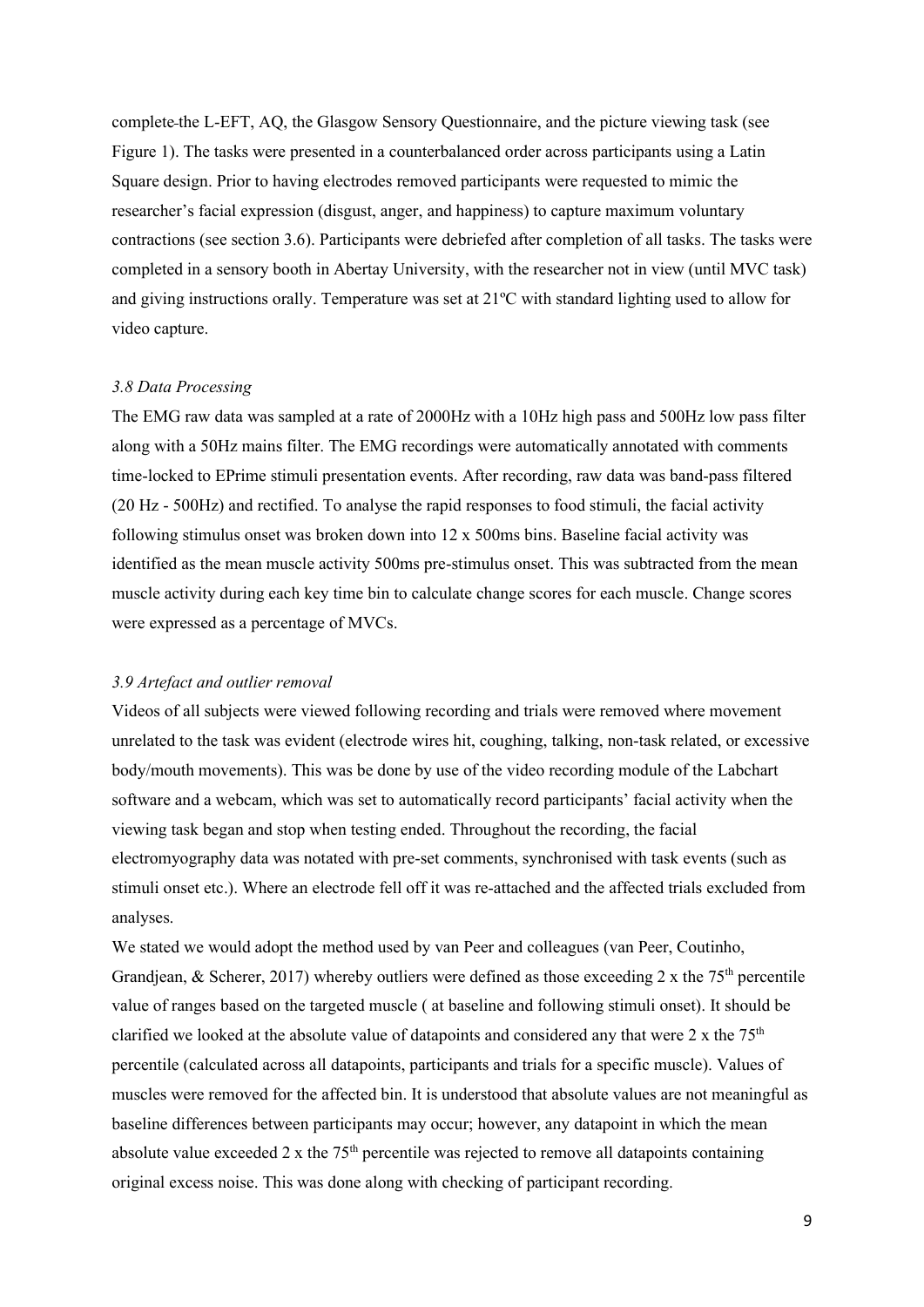complete the L-EFT, AQ, the Glasgow Sensory Questionnaire, and the picture viewing task (see Figure 1). The tasks were presented in a counterbalanced order across participants using a Latin Square design. Prior to having electrodes removed participants were requested to mimic the researcher's facial expression (disgust, anger, and happiness) to capture maximum voluntary contractions (see section 3.6). Participants were debriefed after completion of all tasks. The tasks were completed in a sensory booth in Abertay University, with the researcher not in view (until MVC task) and giving instructions orally. Temperature was set at 21ºC with standard lighting used to allow for video capture.

### *3.8 Data Processing*

The EMG raw data was sampled at a rate of 2000Hz with a 10Hz high pass and 500Hz low pass filter along with a 50Hz mains filter. The EMG recordings were automatically annotated with comments time-locked to EPrime stimuli presentation events. After recording, raw data was band-pass filtered (20 Hz - 500Hz) and rectified. To analyse the rapid responses to food stimuli, the facial activity following stimulus onset was broken down into 12 x 500ms bins. Baseline facial activity was identified as the mean muscle activity 500ms pre-stimulus onset. This was subtracted from the mean muscle activity during each key time bin to calculate change scores for each muscle. Change scores were expressed as a percentage of MVCs.

### *3.9 Artefact and outlier removal*

Videos of all subjects were viewed following recording and trials were removed where movement unrelated to the task was evident (electrode wires hit, coughing, talking, non-task related, or excessive body/mouth movements). This was be done by use of the video recording module of the Labchart software and a webcam, which was set to automatically record participants' facial activity when the viewing task began and stop when testing ended. Throughout the recording, the facial electromyography data was notated with pre-set comments, synchronised with task events (such as stimuli onset etc.). Where an electrode fell off it was re-attached and the affected trials excluded from analyses.

We stated we would adopt the method used by van Peer and colleagues (van Peer, Coutinho, Grandjean, & Scherer, 2017) whereby outliers were defined as those exceeding 2 x the $75^{th}$ percentile value of ranges based on the targeted muscle ( at baseline and following stimuli onset). It should be clarified we looked at the absolute value of datapoints and considered any that were 2 x the $75^{th}$ percentile (calculated across all datapoints, participants and trials for a specific muscle). Values of muscles were removed for the affected bin. It is understood that absolute values are not meaningful as baseline differences between participants may occur; however, any datapoint in which the mean absolute value exceeded 2 x the $75^{th}$ percentile was rejected to remove all datapoints containing original excess noise. This was done along with checking of participant recording.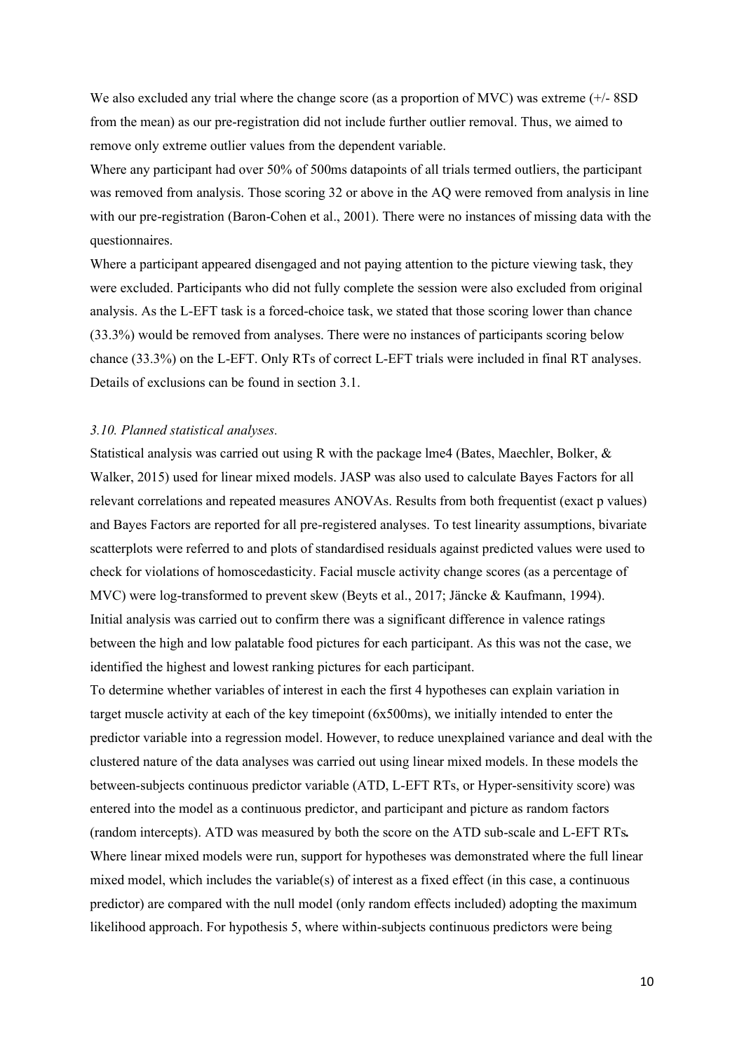We also excluded any trial where the change score (as a proportion of MVC) was extreme (+/- 8SD from the mean) as our pre-registration did not include further outlier removal. Thus, we aimed to remove only extreme outlier values from the dependent variable.

Where any participant had over 50% of 500ms datapoints of all trials termed outliers, the participant was removed from analysis. Those scoring 32 or above in the AQ were removed from analysis in line with our pre-registration (Baron-Cohen et al., 2001). There were no instances of missing data with the questionnaires.

Where a participant appeared disengaged and not paying attention to the picture viewing task, they were excluded. Participants who did not fully complete the session were also excluded from original analysis. As the L-EFT task is a forced-choice task, we stated that those scoring lower than chance (33.3%) would be removed from analyses. There were no instances of participants scoring below chance (33.3%) on the L-EFT. Only RTs of correct L-EFT trials were included in final RT analyses. Details of exclusions can be found in section 3.1.

### *3.10. Planned statistical analyses.*

Statistical analysis was carried out using R with the package lme4 (Bates, Maechler, Bolker, & Walker, 2015) used for linear mixed models. JASP was also used to calculate Bayes Factors for all relevant correlations and repeated measures ANOVAs. Results from both frequentist (exact p values) and Bayes Factors are reported for all pre-registered analyses. To test linearity assumptions, bivariate scatterplots were referred to and plots of standardised residuals against predicted values were used to check for violations of homoscedasticity. Facial muscle activity change scores (as a percentage of MVC) were log-transformed to prevent skew (Beyts et al., 2017; Jäncke & Kaufmann, 1994).

Initial analysis was carried out to confirm there was a significant difference in valence ratings between the high and low palatable food pictures for each participant. As this was not the case, we identified the highest and lowest ranking pictures for each participant.

To determine whether variables of interest in each the first 4 hypotheses can explain variation in target muscle activity at each of the key timepoint (6x500ms), we initially intended to enter the predictor variable into a regression model. However, to reduce unexplained variance and deal with the clustered nature of the data analyses was carried out using linear mixed models. In these models the between-subjects continuous predictor variable (ATD, L-EFT RTs, or Hyper-sensitivity score) was entered into the model as a continuous predictor, and participant and picture as random factors (random intercepts). ATD was measured by both the score on the ATD sub-scale and L-EFT RTs**.**

Where linear mixed models were run, support for hypotheses was demonstrated where the full linear mixed model, which includes the variable(s) of interest as a fixed effect (in this case, a continuous predictor) are compared with the null model (only random effects included) adopting the maximum likelihood approach. For hypothesis 5, where within-subjects continuous predictors were being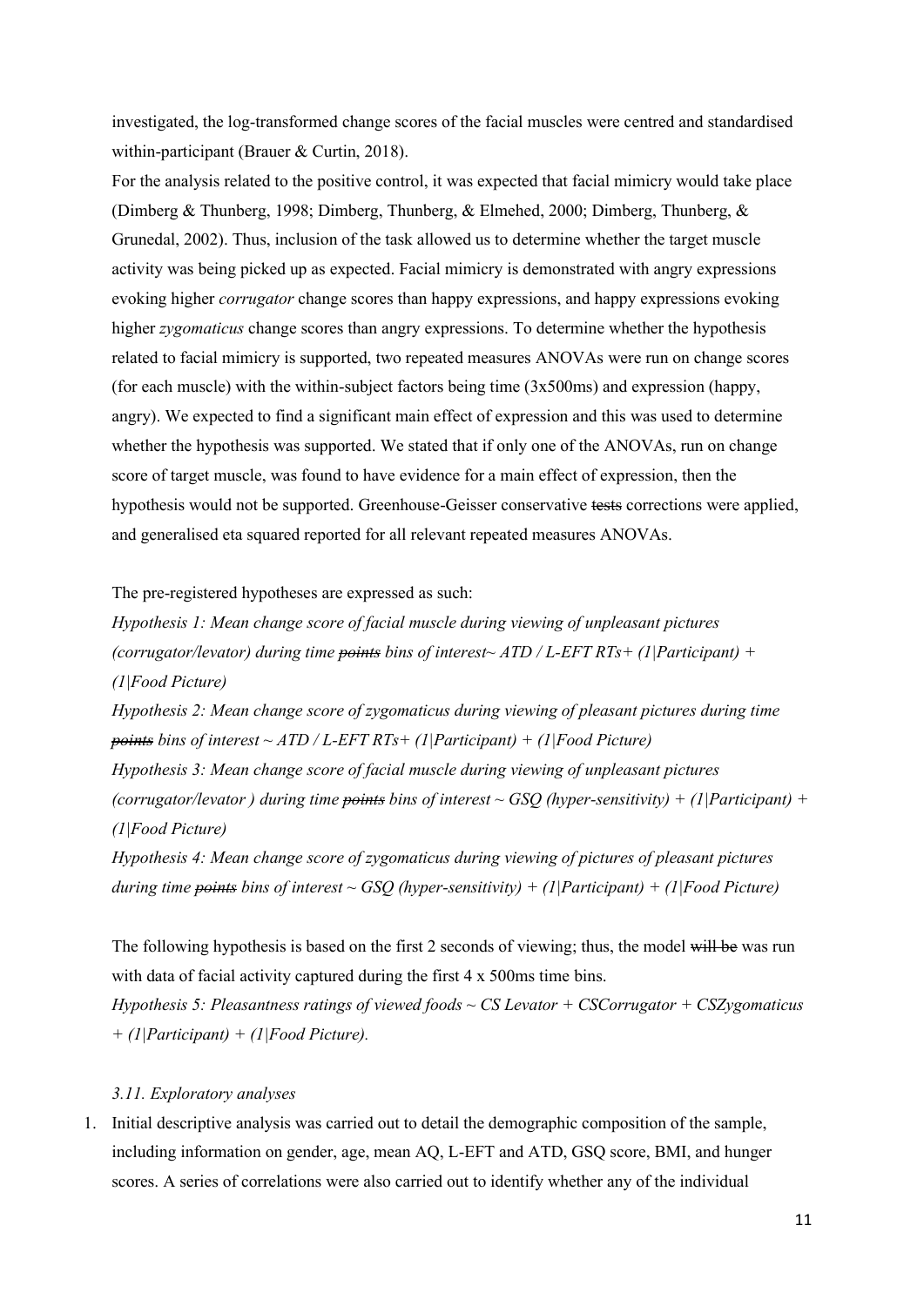investigated, the log-transformed change scores of the facial muscles were centred and standardised within-participant (Brauer & Curtin, 2018).

For the analysis related to the positive control, it was expected that facial mimicry would take place (Dimberg & Thunberg, 1998; Dimberg, Thunberg, & Elmehed, 2000; Dimberg, Thunberg, & Grunedal, 2002). Thus, inclusion of the task allowed us to determine whether the target muscle activity was being picked up as expected. Facial mimicry is demonstrated with angry expressions evoking higher *corrugator* change scores than happy expressions, and happy expressions evoking higher *zygomaticus* change scores than angry expressions. To determine whether the hypothesis related to facial mimicry is supported, two repeated measures ANOVAs were run on change scores (for each muscle) with the within-subject factors being time (3x500ms) and expression (happy, angry). We expected to find a significant main effect of expression and this was used to determine whether the hypothesis was supported. We stated that if only one of the ANOVAs, run on change score of target muscle, was found to have evidence for a main effect of expression, then the hypothesis would not be supported. Greenhouse-Geisser conservative ~~tests~~ corrections were applied, and generalised eta squared reported for all relevant repeated measures ANOVAs.

The pre-registered hypotheses are expressed as such:

*Hypothesis 1: Mean change score of facial muscle during viewing of unpleasant pictures (corrugator/levator) during time ~~points~~ bins of interest~ ATD / L-EFT RTs+ (1|Participant) + (1|Food Picture)*

*Hypothesis 2: Mean change score of zygomaticus during viewing of pleasant pictures during time ~~points~~ bins of interest ~ ATD / L-EFT RTs+ (1|Participant) + (1|Food Picture)*

*Hypothesis 3: Mean change score of facial muscle during viewing of unpleasant pictures (corrugator/levator ) during time ~~points~~ bins of interest ~ GSQ (hyper-sensitivity) + (1|Participant) + (1|Food Picture)*

*Hypothesis 4: Mean change score of zygomaticus during viewing of pictures of pleasant pictures during time ~~points~~ bins of interest ~ GSQ (hyper-sensitivity) + (1|Participant) + (1|Food Picture)*

The following hypothesis is based on the first 2 seconds of viewing; thus, the model ~~will be~~ was run with data of facial activity captured during the first 4 x 500ms time bins.

*Hypothesis 5: Pleasantness ratings of viewed foods ~ CS Levator + CSCorrugator + CSZygomaticus + (1|Participant) + (1|Food Picture).*

### *3.11. Exploratory analyses*

1. Initial descriptive analysis was carried out to detail the demographic composition of the sample, including information on gender, age, mean AQ, L-EFT and ATD, GSQ score, BMI, and hunger scores. A series of correlations were also carried out to identify whether any of the individual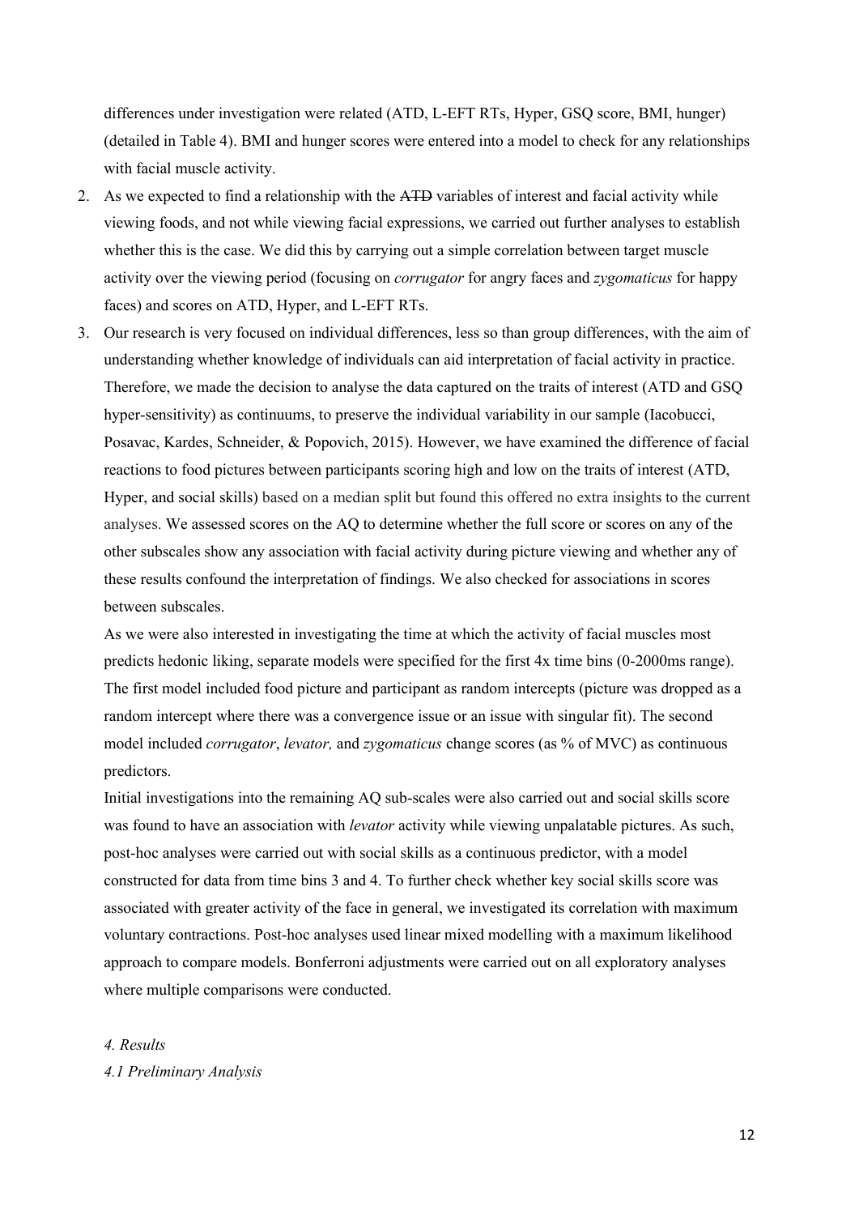differences under investigation were related (ATD, L-EFT RTs, Hyper, GSQ score, BMI, hunger) (detailed in Table 4). BMI and hunger scores were entered into a model to check for any relationships with facial muscle activity.

2. As we expected to find a relationship with the ~~ATD~~ variables of interest and facial activity while viewing foods, and not while viewing facial expressions, we carried out further analyses to establish whether this is the case. We did this by carrying out a simple correlation between target muscle activity over the viewing period (focusing on *corrugator* for angry faces and *zygomaticus* for happy faces) and scores on ATD, Hyper, and L-EFT RTs.
3. Our research is very focused on individual differences, less so than group differences, with the aim of understanding whether knowledge of individuals can aid interpretation of facial activity in practice. Therefore, we made the decision to analyse the data captured on the traits of interest (ATD and GSQ hyper-sensitivity) as continuums, to preserve the individual variability in our sample (Iacobucci, Posavac, Kardes, Schneider, & Popovich, 2015). However, we have examined the difference of facial reactions to food pictures between participants scoring high and low on the traits of interest (ATD, Hyper, and social skills) based on a median split but found this offered no extra insights to the current analyses. We assessed scores on the AQ to determine whether the full score or scores on any of the other subscales show any association with facial activity during picture viewing and whether any of these results confound the interpretation of findings. We also checked for associations in scores between subscales.

   As we were also interested in investigating the time at which the activity of facial muscles most predicts hedonic liking, separate models were specified for the first 4x time bins (0-2000ms range). The first model included food picture and participant as random intercepts (picture was dropped as a random intercept where there was a convergence issue or an issue with singular fit). The second model included *corrugator*, *levator,* and *zygomaticus* change scores (as % of MVC) as continuous predictors.

   Initial investigations into the remaining AQ sub-scales were also carried out and social skills score was found to have an association with *levator* activity while viewing unpalatable pictures. As such, post-hoc analyses were carried out with social skills as a continuous predictor, with a model constructed for data from time bins 3 and 4. To further check whether key social skills score was associated with greater activity of the face in general, we investigated its correlation with maximum voluntary contractions. Post-hoc analyses used linear mixed modelling with a maximum likelihood approach to compare models. Bonferroni adjustments were carried out on all exploratory analyses where multiple comparisons were conducted.

*4. Results*

*4.1 Preliminary Analysis*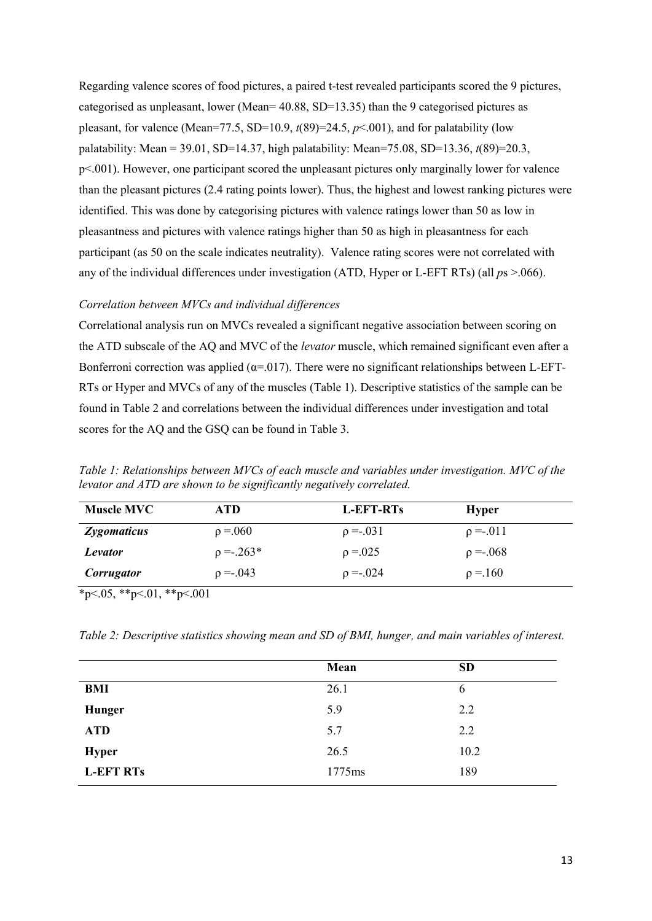Regarding valence scores of food pictures, a paired t-test revealed participants scored the 9 pictures, categorised as unpleasant, lower (Mean= 40.88, SD=13.35) than the 9 categorised pictures as pleasant, for valence (Mean=77.5, SD=10.9, $t(89)=24.5$, $p<.001$), and for palatability (low palatability: Mean = 39.01, SD=14.37, high palatability: Mean=75.08, SD=13.36, $t(89)=20.3$, $p<.001$). However, one participant scored the unpleasant pictures only marginally lower for valence than the pleasant pictures (2.4 rating points lower). Thus, the highest and lowest ranking pictures were identified. This was done by categorising pictures with valence ratings lower than 50 as low in pleasantness and pictures with valence ratings higher than 50 as high in pleasantness for each participant (as 50 on the scale indicates neutrality). Valence rating scores were not correlated with any of the individual differences under investigation (ATD, Hyper or L-EFT RTs) (all *p*s >.066).

*Correlation between MVCs and individual differences*

Correlational analysis run on MVCs revealed a significant negative association between scoring on the ATD subscale of the AQ and MVC of the *levator* muscle, which remained significant even after a Bonferroni correction was applied ($\alpha=.017$). There were no significant relationships between L-EFT-RTs or Hyper and MVCs of any of the muscles (Table 1). Descriptive statistics of the sample can be found in Table 2 and correlations between the individual differences under investigation and total scores for the AQ and the GSQ can be found in Table 3.

*Table 1: Relationships between MVCs of each muscle and variables under investigation. MVC of the levator and ATD are shown to be significantly negatively correlated.*

| Muscle MVC | ATD | L-EFT-RTs | Hyper |
|---|---|---|---|
| ***Zygomaticus*** | $\rho=.060$ | $\rho=-.031$ | $\rho=-.011$ |
| ***Levator*** | $\rho=-.263$* | $\rho=.025$ | $\rho=-.068$ |
| ***Corrugator*** | $\rho=-.043$ | $\rho=-.024$ | $\rho=.160$ |

*p<.05, **p<.01, **p<.001

*Table 2: Descriptive statistics showing mean and SD of BMI, hunger, and main variables of interest.*

| | Mean | SD |
|---|---|---|
| **BMI** | 26.1 | 6 |
| **Hunger** | 5.9 | 2.2 |
| **ATD** | 5.7 | 2.2 |
| **Hyper** | 26.5 | 10.2 |
| **L-EFT RTs** | 1775ms | 189 |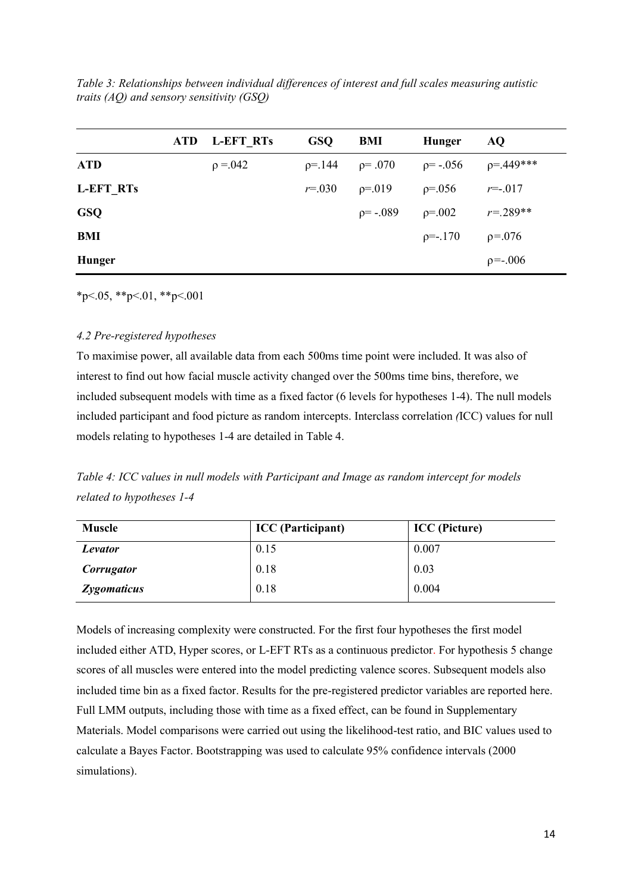*Table 3: Relationships between individual differences of interest and full scales measuring autistic traits (AQ) and sensory sensitivity (GSQ)*

| | ATD | L-EFT_RTs | GSQ | BMI | Hunger | AQ |
|---|---|---|---|---|---|---|
| **ATD** | | ρ =.042 | ρ=.144 | ρ= .070 | ρ= -.056 | ρ=.449*** |
| **L-EFT_RTs** | | | $r$=.030 | ρ=.019 | ρ=.056 | $r$=-.017 |
| **GSQ** | | | | ρ= -.089 | ρ=.002 | $r$=.289** |
| **BMI** | | | | | ρ=-.170 | ρ=.076 |
| **Hunger** | | | | | | ρ=-.006 |

*p<.05, **p<.01, **p<.001

### *4.2 Pre-registered hypotheses*

To maximise power, all available data from each 500ms time point were included. It was also of interest to find out how facial muscle activity changed over the 500ms time bins, therefore, we included subsequent models with time as a fixed factor (6 levels for hypotheses 1-4). The null models included participant and food picture as random intercepts. Interclass correlation *(*ICC) values for null models relating to hypotheses 1-4 are detailed in Table 4.

*Table 4: ICC values in null models with Participant and Image as random intercept for models related to hypotheses 1-4*

| Muscle | ICC (Participant) | ICC (Picture) |
|---|---|---|
| ***Levator*** | 0.15 | 0.007 |
| ***Corrugator*** | 0.18 | 0.03 |
| ***Zygomaticus*** | 0.18 | 0.004 |

Models of increasing complexity were constructed. For the first four hypotheses the first model included either ATD, Hyper scores, or L-EFT RTs as a continuous predictor. For hypothesis 5 change scores of all muscles were entered into the model predicting valence scores. Subsequent models also included time bin as a fixed factor. Results for the pre-registered predictor variables are reported here. Full LMM outputs, including those with time as a fixed effect, can be found in Supplementary Materials. Model comparisons were carried out using the likelihood-test ratio, and BIC values used to calculate a Bayes Factor. Bootstrapping was used to calculate 95% confidence intervals (2000 simulations).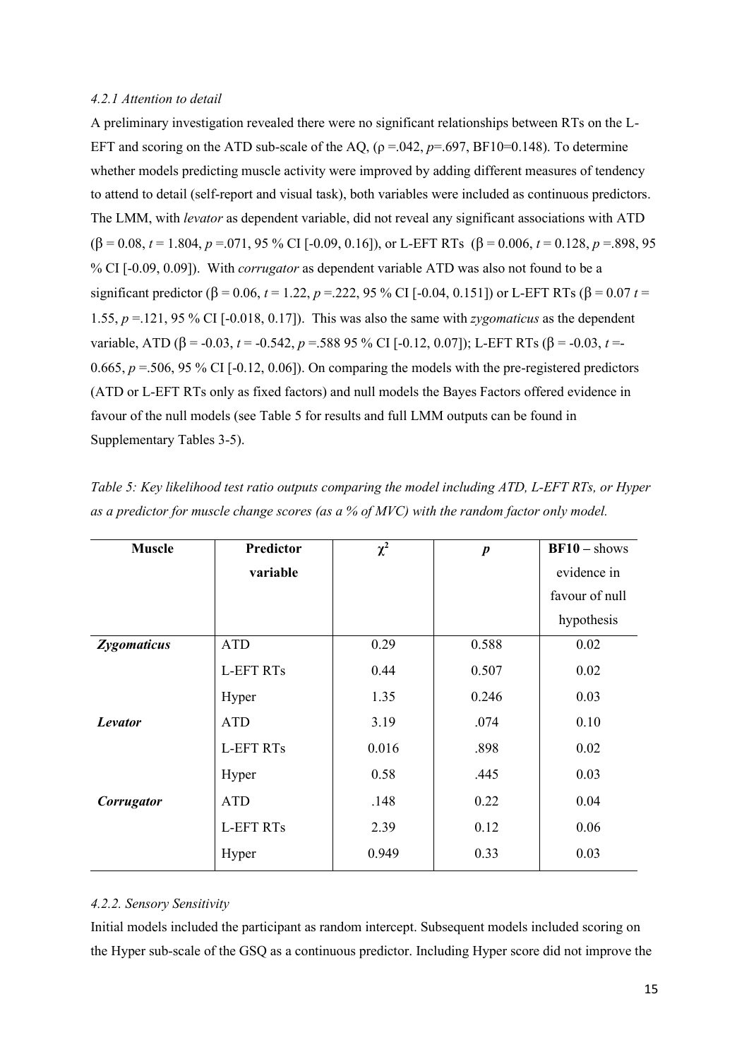#### *4.2.1 Attention to detail*

A preliminary investigation revealed there were no significant relationships between RTs on the L-EFT and scoring on the ATD sub-scale of the AQ, ($\rho$ =.042, *p*=.697, BF10=0.148). To determine whether models predicting muscle activity were improved by adding different measures of tendency to attend to detail (self-report and visual task), both variables were included as continuous predictors. The LMM, with *levator* as dependent variable, did not reveal any significant associations with ATD ($\beta$ = 0.08, *t* = 1.804, *p* =.071, 95 % CI [-0.09, 0.16]), or L-EFT RTs ($\beta$ = 0.006, *t* = 0.128, *p* =.898, 95 % CI [-0.09, 0.09]). With *corrugator* as dependent variable ATD was also not found to be a significant predictor ($\beta$ = 0.06, *t* = 1.22, *p* =.222, 95 % CI [-0.04, 0.151]) or L-EFT RTs ($\beta$ = 0.07 *t* = 1.55, *p* =.121, 95 % CI [-0.018, 0.17]). This was also the same with *zygomaticus* as the dependent variable, ATD ($\beta$ = -0.03, *t* = -0.542, *p* =.588 95 % CI [-0.12, 0.07]); L-EFT RTs ($\beta$ = -0.03, *t* =-0.665, *p* =.506, 95 % CI [-0.12, 0.06]). On comparing the models with the pre-registered predictors (ATD or L-EFT RTs only as fixed factors) and null models the Bayes Factors offered evidence in favour of the null models (see Table 5 for results and full LMM outputs can be found in Supplementary Tables 3-5).

*Table 5: Key likelihood test ratio outputs comparing the model including ATD, L-EFT RTs, or Hyper as a predictor for muscle change scores (as a % of MVC) with the random factor only model.*

| Muscle | Predictor variable | $\chi^2$ | *p* | **BF10** – shows evidence in favour of null hypothesis |
|---|---|---|---|---|
| ***Zygomaticus*** | ATD | 0.29 | 0.588 | 0.02 |
| | L-EFT RTs | 0.44 | 0.507 | 0.02 |
| | Hyper | 1.35 | 0.246 | 0.03 |
| ***Levator*** | ATD | 3.19 | .074 | 0.10 |
| | L-EFT RTs | 0.016 | .898 | 0.02 |
| | Hyper | 0.58 | .445 | 0.03 |
| ***Corrugator*** | ATD | .148 | 0.22 | 0.04 |
| | L-EFT RTs | 2.39 | 0.12 | 0.06 |
| | Hyper | 0.949 | 0.33 | 0.03 |

#### *4.2.2. Sensory Sensitivity*

Initial models included the participant as random intercept. Subsequent models included scoring on the Hyper sub-scale of the GSQ as a continuous predictor. Including Hyper score did not improve the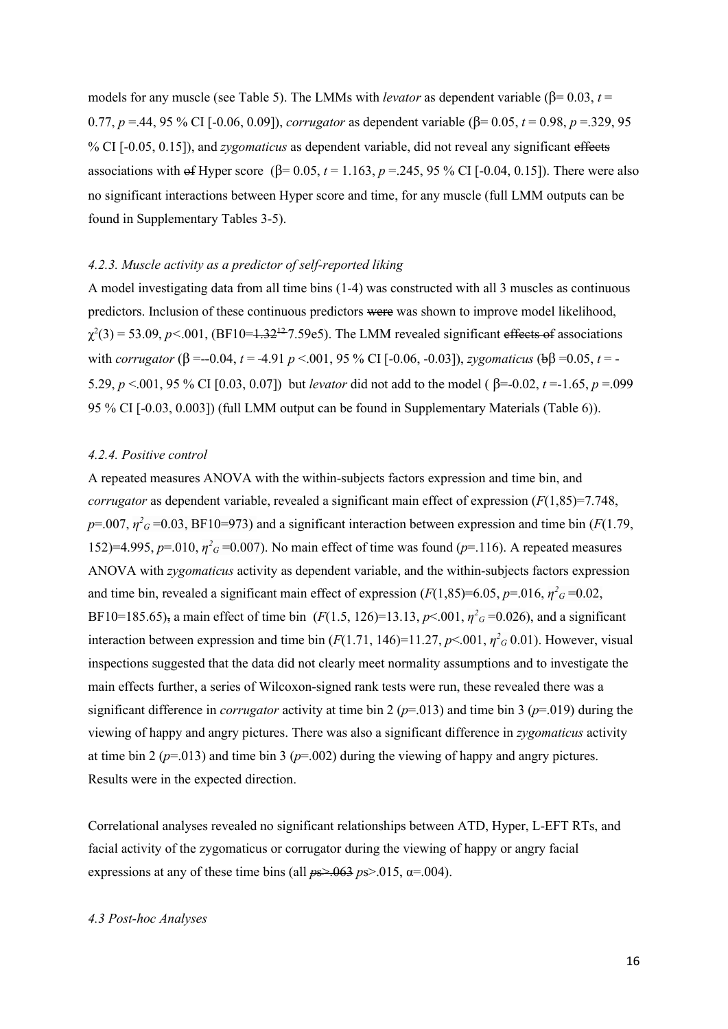models for any muscle (see Table 5). The LMMs with *levator* as dependent variable (β= 0.03, $t$ = 0.77, $p$ =.44, 95 % CI [-0.06, 0.09]), *corrugator* as dependent variable (β= 0.05, $t$ = 0.98, $p$ =.329, 95 % CI [-0.05, 0.15]), and *zygomaticus* as dependent variable, did not reveal any significant ~~effects~~ associations with ~~of~~ Hyper score (β= 0.05, $t$ = 1.163, $p$ =.245, 95 % CI [-0.04, 0.15]). There were also no significant interactions between Hyper score and time, for any muscle (full LMM outputs can be found in Supplementary Tables 3-5).

#### *4.2.3. Muscle activity as a predictor of self-reported liking*

A model investigating data from all time bins (1-4) was constructed with all 3 muscles as continuous predictors. Inclusion of these continuous predictors ~~were~~ was shown to improve model likelihood, $\chi^2(3)$ = 53.09, $p$<.001, (BF10=~~1.32^12~~ 7.59e5). The LMM revealed significant ~~effects of~~ associations with *corrugator* (β =--0.04, $t$ = -4.91 $p$ <.001, 95 % CI [-0.06, -0.03]), *zygomaticus* (~~b~~β =0.05, $t$ = -5.29, $p$ <.001, 95 % CI [0.03, 0.07]) but *levator* did not add to the model ( β=-0.02, $t$ =-1.65, $p$ =.099 95 % CI [-0.03, 0.003]) (full LMM output can be found in Supplementary Materials (Table 6)).

#### *4.2.4. Positive control*

A repeated measures ANOVA with the within-subjects factors expression and time bin, and *corrugator* as dependent variable, revealed a significant main effect of expression ($F$(1,85)=7.748, $p$=.007, $\eta^2_G$ =0.03, BF10=973) and a significant interaction between expression and time bin ($F$(1.79, 152)=4.995, $p$=.010, $\eta^2_G$ =0.007). No main effect of time was found ($p$=.116). A repeated measures ANOVA with *zygomaticus* activity as dependent variable, and the within-subjects factors expression and time bin, revealed a significant main effect of expression ($F$(1,85)=6.05, $p$=.016, $\eta^2_G$ =0.02, BF10=185.65)~~,~~ a main effect of time bin ($F$(1.5, 126)=13.13, $p$<.001, $\eta^2_G$ =0.026), and a significant interaction between expression and time bin ($F$(1.71, 146)=11.27, $p$<.001, $\eta^2_G$ 0.01). However, visual inspections suggested that the data did not clearly meet normality assumptions and to investigate the main effects further, a series of Wilcoxon-signed rank tests were run, these revealed there was a significant difference in *corrugator* activity at time bin 2 ($p$=.013) and time bin 3 ($p$=.019) during the viewing of happy and angry pictures. There was also a significant difference in *zygomaticus* activity at time bin 2 ($p$=.013) and time bin 3 ($p$=.002) during the viewing of happy and angry pictures. Results were in the expected direction.

Correlational analyses revealed no significant relationships between ATD, Hyper, L-EFT RTs, and facial activity of the zygomaticus or corrugator during the viewing of happy or angry facial expressions at any of these time bins (all ~~$ps$>.063~~ $ps$>.015, α=.004).

#### *4.3 Post-hoc Analyses*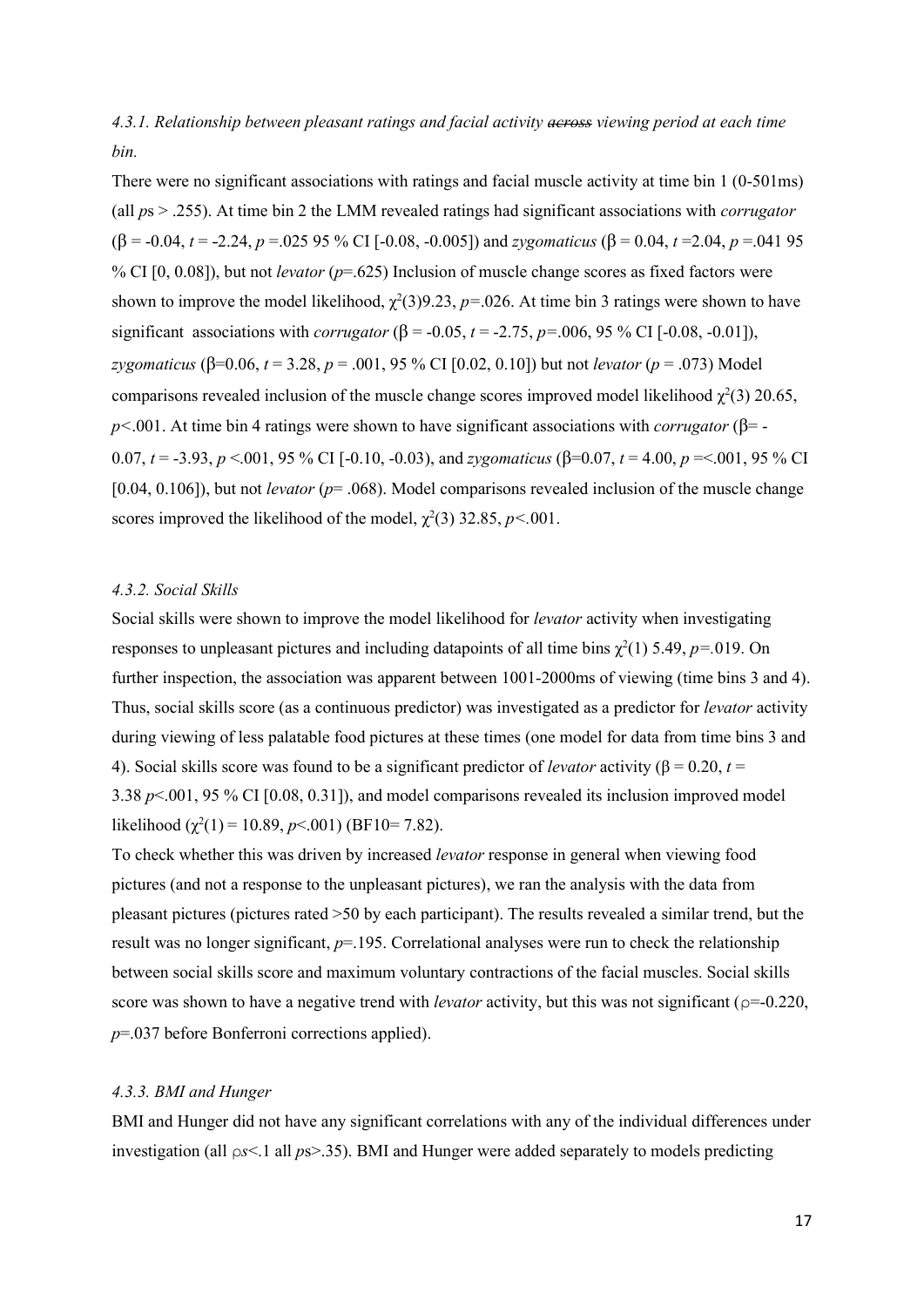*4.3.1. Relationship between pleasant ratings and facial activity ~~across~~ viewing period at each time bin.*

There were no significant associations with ratings and facial muscle activity at time bin 1 (0-501ms) (all *p*s > .255). At time bin 2 the LMM revealed ratings had significant associations with *corrugator* ($\beta$ = -0.04, *t* = -2.24, *p* =.025 95 % CI [-0.08, -0.005]) and *zygomaticus* ($\beta$ = 0.04, *t* =2.04, *p* =.041 95 % CI [0, 0.08]), but not *levator* (*p*=.625) Inclusion of muscle change scores as fixed factors were shown to improve the model likelihood, $\chi^2(3)$9.23, *p*=.026. At time bin 3 ratings were shown to have significant associations with *corrugator* ($\beta$ = -0.05, *t* = -2.75, *p*=.006, 95 % CI [-0.08, -0.01]), *zygomaticus* ($\beta$=0.06, *t* = 3.28, *p* = .001, 95 % CI [0.02, 0.10]) but not *levator* (*p* = .073) Model comparisons revealed inclusion of the muscle change scores improved model likelihood $\chi^2(3)$ 20.65, *p*<.001. At time bin 4 ratings were shown to have significant associations with *corrugator* ($\beta$= -0.07, *t* = -3.93, *p* <.001, 95 % CI [-0.10, -0.03), and *zygomaticus* ($\beta$=0.07, *t* = 4.00, *p* =<.001, 95 % CI [0.04, 0.106]), but not *levator* (*p*= .068). Model comparisons revealed inclusion of the muscle change scores improved the likelihood of the model, $\chi^2(3)$ 32.85, *p*<.001.

*4.3.2. Social Skills*

Social skills were shown to improve the model likelihood for *levator* activity when investigating responses to unpleasant pictures and including datapoints of all time bins $\chi^2(1)$ 5.49, *p*=.019. On further inspection, the association was apparent between 1001-2000ms of viewing (time bins 3 and 4). Thus, social skills score (as a continuous predictor) was investigated as a predictor for *levator* activity during viewing of less palatable food pictures at these times (one model for data from time bins 3 and 4). Social skills score was found to be a significant predictor of *levator* activity ($\beta$ = 0.20, *t* = 3.38 *p*<.001, 95 % CI [0.08, 0.31]), and model comparisons revealed its inclusion improved model likelihood ($\chi^2(1)$ = 10.89, *p*<.001) (BF10= 7.82).

To check whether this was driven by increased *levator* response in general when viewing food pictures (and not a response to the unpleasant pictures), we ran the analysis with the data from pleasant pictures (pictures rated >50 by each participant). The results revealed a similar trend, but the result was no longer significant, *p*=.195. Correlational analyses were run to check the relationship between social skills score and maximum voluntary contractions of the facial muscles. Social skills score was shown to have a negative trend with *levator* activity, but this was not significant ($\rho$=-0.220, *p*=.037 before Bonferroni corrections applied).

*4.3.3. BMI and Hunger*

BMI and Hunger did not have any significant correlations with any of the individual differences under investigation (all $\rho$*s*<.1 all *p*s>.35). BMI and Hunger were added separately to models predicting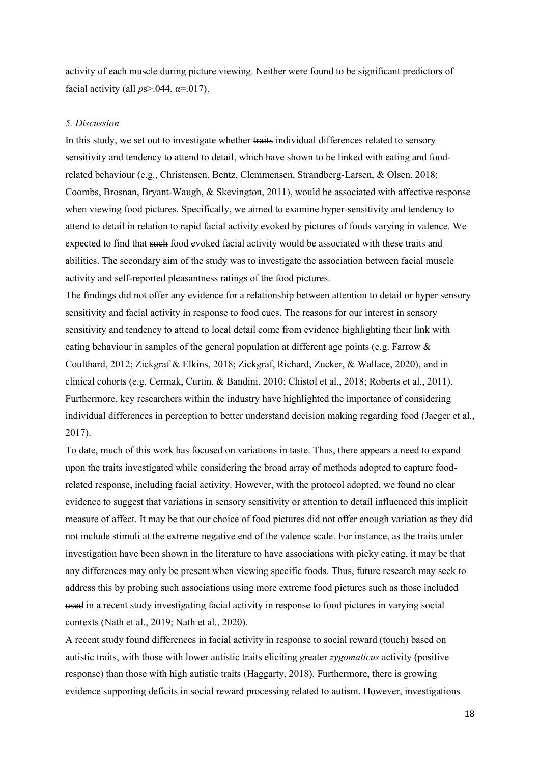activity of each muscle during picture viewing. Neither were found to be significant predictors of facial activity (all $ps>.044$, $\alpha=.017$).

*5. Discussion*

In this study, we set out to investigate whether ~~traits~~ individual differences related to sensory sensitivity and tendency to attend to detail, which have shown to be linked with eating and food-related behaviour (e.g., Christensen, Bentz, Clemmensen, Strandberg-Larsen, & Olsen, 2018; Coombs, Brosnan, Bryant-Waugh, & Skevington, 2011), would be associated with affective response when viewing food pictures. Specifically, we aimed to examine hyper-sensitivity and tendency to attend to detail in relation to rapid facial activity evoked by pictures of foods varying in valence. We expected to find that ~~such~~ food evoked facial activity would be associated with these traits and abilities. The secondary aim of the study was to investigate the association between facial muscle activity and self-reported pleasantness ratings of the food pictures.

The findings did not offer any evidence for a relationship between attention to detail or hyper sensory sensitivity and facial activity in response to food cues. The reasons for our interest in sensory sensitivity and tendency to attend to local detail come from evidence highlighting their link with eating behaviour in samples of the general population at different age points (e.g. Farrow & Coulthard, 2012; Zickgraf & Elkins, 2018; Zickgraf, Richard, Zucker, & Wallace, 2020), and in clinical cohorts (e.g. Cermak, Curtin, & Bandini, 2010; Chistol et al., 2018; Roberts et al., 2011). Furthermore, key researchers within the industry have highlighted the importance of considering individual differences in perception to better understand decision making regarding food (Jaeger et al., 2017).

To date, much of this work has focused on variations in taste. Thus, there appears a need to expand upon the traits investigated while considering the broad array of methods adopted to capture food-related response, including facial activity. However, with the protocol adopted, we found no clear evidence to suggest that variations in sensory sensitivity or attention to detail influenced this implicit measure of affect. It may be that our choice of food pictures did not offer enough variation as they did not include stimuli at the extreme negative end of the valence scale. For instance, as the traits under investigation have been shown in the literature to have associations with picky eating, it may be that any differences may only be present when viewing specific foods. Thus, future research may seek to address this by probing such associations using more extreme food pictures such as those included ~~used~~ in a recent study investigating facial activity in response to food pictures in varying social contexts (Nath et al., 2019; Nath et al., 2020).

A recent study found differences in facial activity in response to social reward (touch) based on autistic traits, with those with lower autistic traits eliciting greater *zygomaticus* activity (positive response) than those with high autistic traits (Haggarty, 2018). Furthermore, there is growing evidence supporting deficits in social reward processing related to autism. However, investigations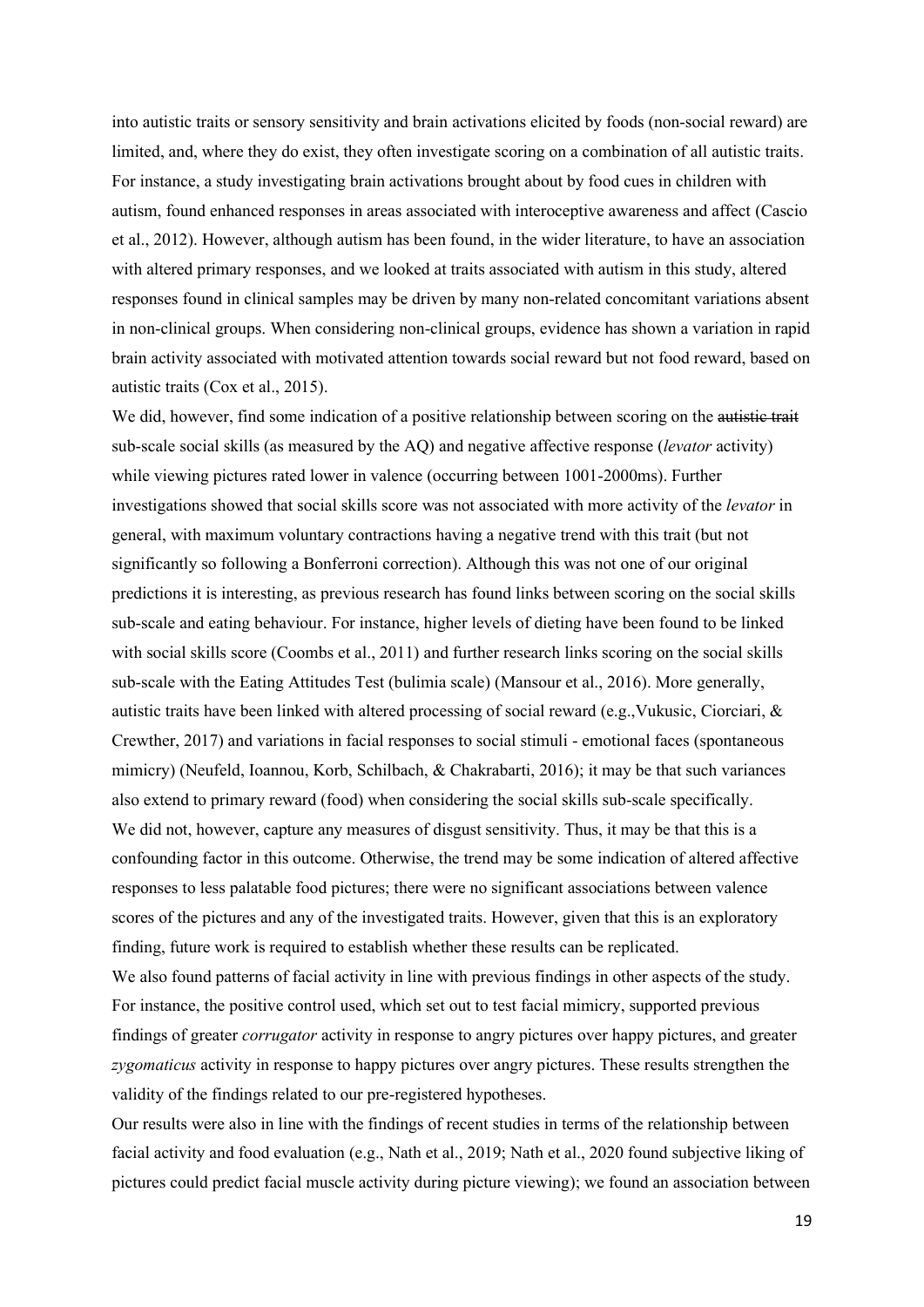into autistic traits or sensory sensitivity and brain activations elicited by foods (non-social reward) are limited, and, where they do exist, they often investigate scoring on a combination of all autistic traits. For instance, a study investigating brain activations brought about by food cues in children with autism, found enhanced responses in areas associated with interoceptive awareness and affect (Cascio et al., 2012). However, although autism has been found, in the wider literature, to have an association with altered primary responses, and we looked at traits associated with autism in this study, altered responses found in clinical samples may be driven by many non-related concomitant variations absent in non-clinical groups. When considering non-clinical groups, evidence has shown a variation in rapid brain activity associated with motivated attention towards social reward but not food reward, based on autistic traits (Cox et al., 2015).

We did, however, find some indication of a positive relationship between scoring on the ~~autistic trait~~ sub-scale social skills (as measured by the AQ) and negative affective response (*levator* activity) while viewing pictures rated lower in valence (occurring between 1001-2000ms). Further investigations showed that social skills score was not associated with more activity of the *levator* in general, with maximum voluntary contractions having a negative trend with this trait (but not significantly so following a Bonferroni correction). Although this was not one of our original predictions it is interesting, as previous research has found links between scoring on the social skills sub-scale and eating behaviour. For instance, higher levels of dieting have been found to be linked with social skills score (Coombs et al., 2011) and further research links scoring on the social skills sub-scale with the Eating Attitudes Test (bulimia scale) (Mansour et al., 2016). More generally, autistic traits have been linked with altered processing of social reward (e.g.,Vukusic, Ciorciari, & Crewther, 2017) and variations in facial responses to social stimuli - emotional faces (spontaneous mimicry) (Neufeld, Ioannou, Korb, Schilbach, & Chakrabarti, 2016); it may be that such variances also extend to primary reward (food) when considering the social skills sub-scale specifically.

We did not, however, capture any measures of disgust sensitivity. Thus, it may be that this is a confounding factor in this outcome. Otherwise, the trend may be some indication of altered affective responses to less palatable food pictures; there were no significant associations between valence scores of the pictures and any of the investigated traits. However, given that this is an exploratory finding, future work is required to establish whether these results can be replicated.

We also found patterns of facial activity in line with previous findings in other aspects of the study. For instance, the positive control used, which set out to test facial mimicry, supported previous findings of greater *corrugator* activity in response to angry pictures over happy pictures, and greater *zygomaticus* activity in response to happy pictures over angry pictures. These results strengthen the validity of the findings related to our pre-registered hypotheses.

Our results were also in line with the findings of recent studies in terms of the relationship between facial activity and food evaluation (e.g., Nath et al., 2019; Nath et al., 2020 found subjective liking of pictures could predict facial muscle activity during picture viewing); we found an association between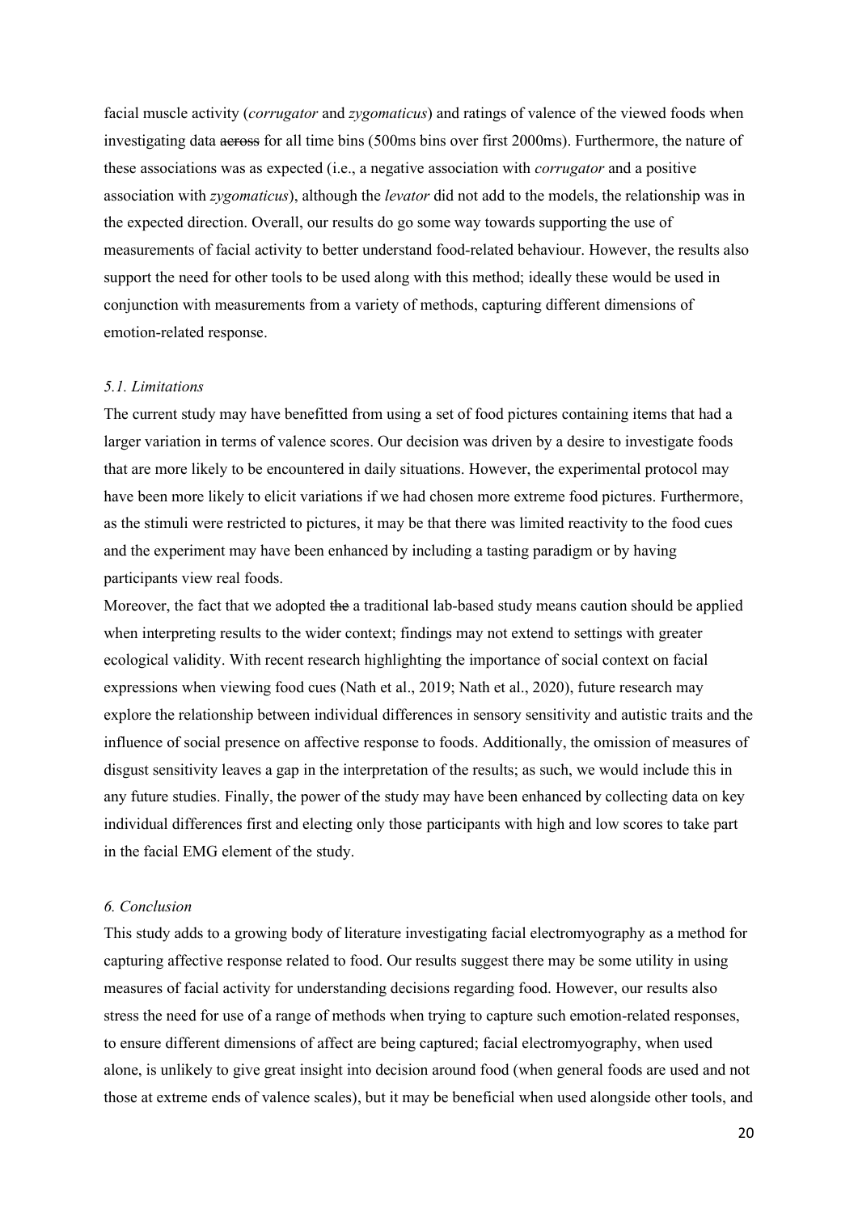facial muscle activity (*corrugator* and *zygomaticus*) and ratings of valence of the viewed foods when investigating data ~~across~~ for all time bins (500ms bins over first 2000ms). Furthermore, the nature of these associations was as expected (i.e., a negative association with *corrugator* and a positive association with *zygomaticus*), although the *levator* did not add to the models, the relationship was in the expected direction. Overall, our results do go some way towards supporting the use of measurements of facial activity to better understand food-related behaviour. However, the results also support the need for other tools to be used along with this method; ideally these would be used in conjunction with measurements from a variety of methods, capturing different dimensions of emotion-related response.

### *5.1. Limitations*

The current study may have benefitted from using a set of food pictures containing items that had a larger variation in terms of valence scores. Our decision was driven by a desire to investigate foods that are more likely to be encountered in daily situations. However, the experimental protocol may have been more likely to elicit variations if we had chosen more extreme food pictures. Furthermore, as the stimuli were restricted to pictures, it may be that there was limited reactivity to the food cues and the experiment may have been enhanced by including a tasting paradigm or by having participants view real foods.

Moreover, the fact that we adopted ~~the~~ a traditional lab-based study means caution should be applied when interpreting results to the wider context; findings may not extend to settings with greater ecological validity. With recent research highlighting the importance of social context on facial expressions when viewing food cues (Nath et al., 2019; Nath et al., 2020), future research may explore the relationship between individual differences in sensory sensitivity and autistic traits and the influence of social presence on affective response to foods. Additionally, the omission of measures of disgust sensitivity leaves a gap in the interpretation of the results; as such, we would include this in any future studies. Finally, the power of the study may have been enhanced by collecting data on key individual differences first and electing only those participants with high and low scores to take part in the facial EMG element of the study.

## *6. Conclusion*

This study adds to a growing body of literature investigating facial electromyography as a method for capturing affective response related to food. Our results suggest there may be some utility in using measures of facial activity for understanding decisions regarding food. However, our results also stress the need for use of a range of methods when trying to capture such emotion-related responses, to ensure different dimensions of affect are being captured; facial electromyography, when used alone, is unlikely to give great insight into decision around food (when general foods are used and not those at extreme ends of valence scales), but it may be beneficial when used alongside other tools, and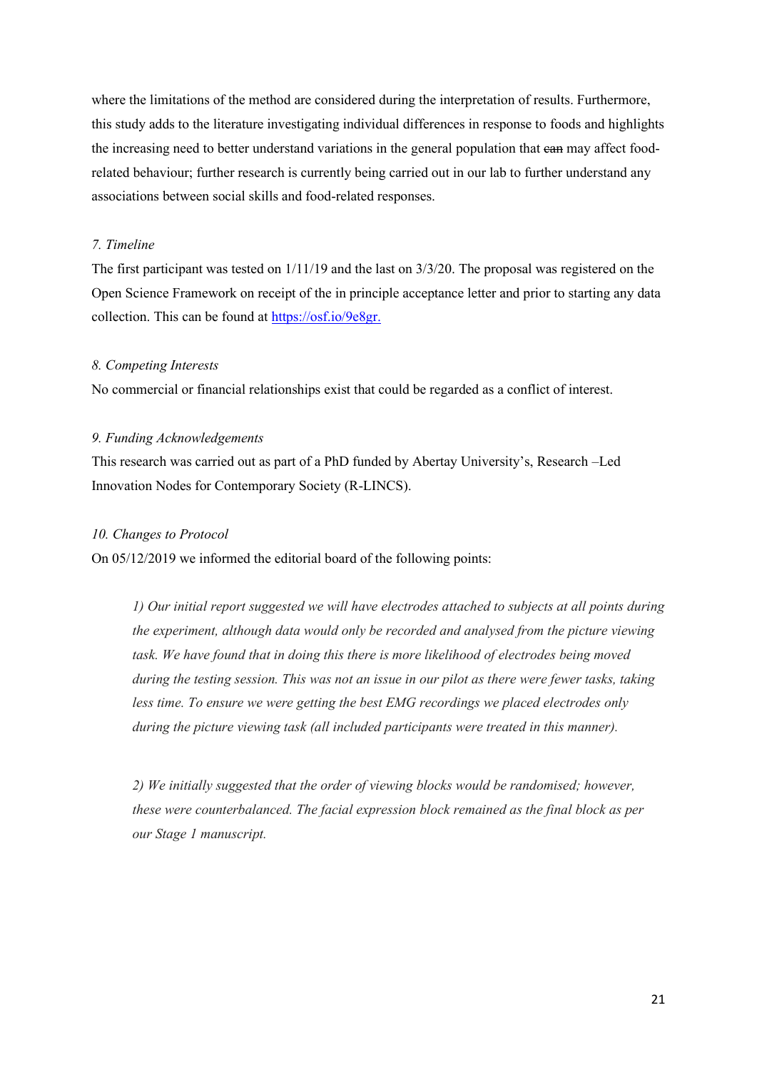where the limitations of the method are considered during the interpretation of results. Furthermore, this study adds to the literature investigating individual differences in response to foods and highlights the increasing need to better understand variations in the general population that ~~can~~ may affect food-related behaviour; further research is currently being carried out in our lab to further understand any associations between social skills and food-related responses.

*7. Timeline*

The first participant was tested on 1/11/19 and the last on 3/3/20. The proposal was registered on the Open Science Framework on receipt of the in principle acceptance letter and prior to starting any data collection. This can be found at https://osf.io/9e8gr.

*8. Competing Interests*

No commercial or financial relationships exist that could be regarded as a conflict of interest.

*9. Funding Acknowledgements*

This research was carried out as part of a PhD funded by Abertay University's, Research –Led Innovation Nodes for Contemporary Society (R-LINCS).

*10. Changes to Protocol*

On 05/12/2019 we informed the editorial board of the following points:

> *1) Our initial report suggested we will have electrodes attached to subjects at all points during the experiment, although data would only be recorded and analysed from the picture viewing task. We have found that in doing this there is more likelihood of electrodes being moved during the testing session. This was not an issue in our pilot as there were fewer tasks, taking less time. To ensure we were getting the best EMG recordings we placed electrodes only during the picture viewing task (all included participants were treated in this manner).*
>
> *2) We initially suggested that the order of viewing blocks would be randomised; however, these were counterbalanced. The facial expression block remained as the final block as per our Stage 1 manuscript.*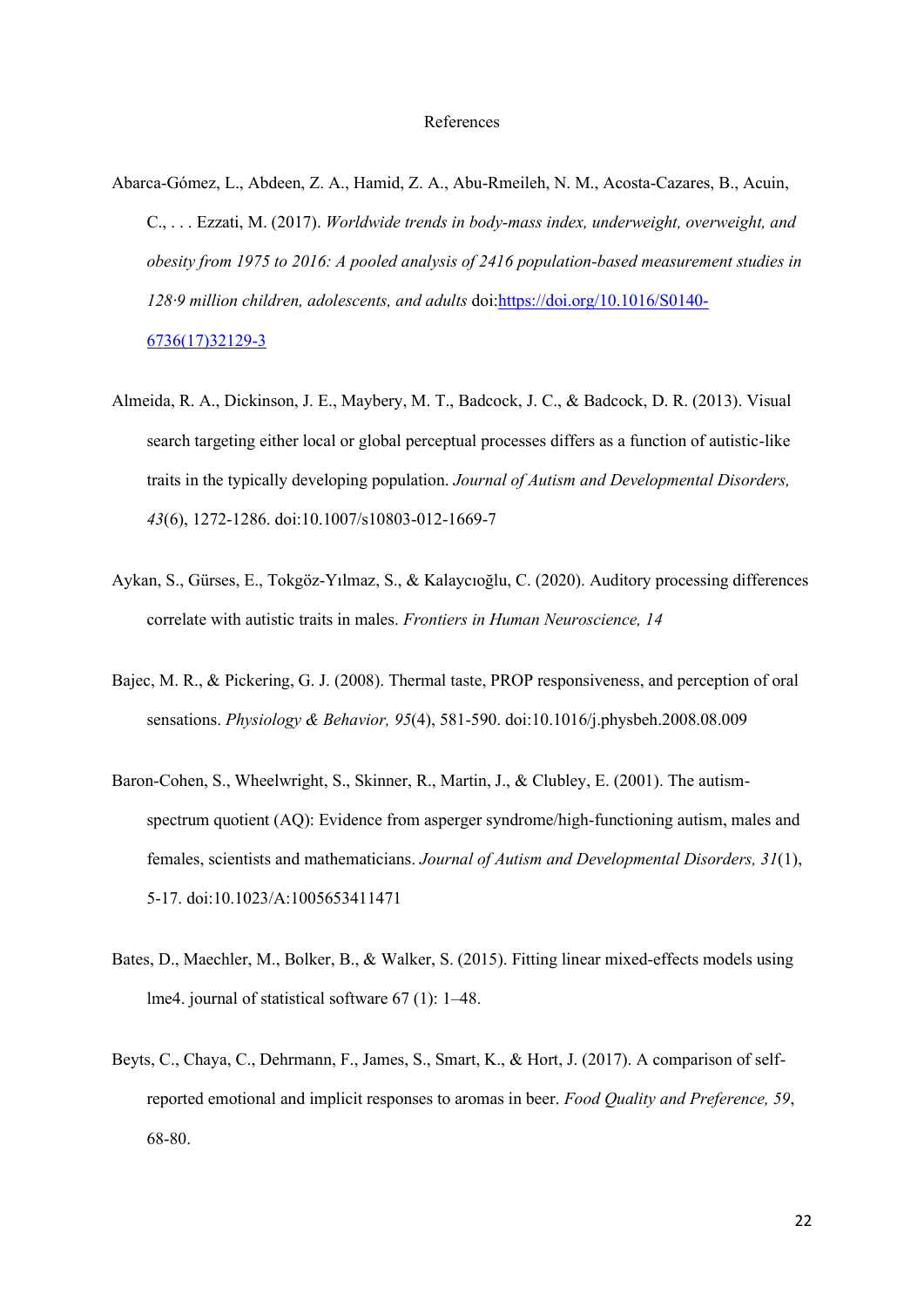# References

Abarca-Gómez, L., Abdeen, Z. A., Hamid, Z. A., Abu-Rmeileh, N. M., Acosta-Cazares, B., Acuin, C., . . . Ezzati, M. (2017). *Worldwide trends in body-mass index, underweight, overweight, and obesity from 1975 to 2016: A pooled analysis of 2416 population-based measurement studies in 128·9 million children, adolescents, and adults* doi:[https://doi.org/10.1016/S0140-6736(17)32129-3](https://doi.org/10.1016/S0140-6736(17)32129-3)

Almeida, R. A., Dickinson, J. E., Maybery, M. T., Badcock, J. C., & Badcock, D. R. (2013). Visual search targeting either local or global perceptual processes differs as a function of autistic-like traits in the typically developing population. *Journal of Autism and Developmental Disorders, 43*(6), 1272-1286. doi:10.1007/s10803-012-1669-7

Aykan, S., Gürses, E., Tokgöz-Yılmaz, S., & Kalaycıoğlu, C. (2020). Auditory processing differences correlate with autistic traits in males. *Frontiers in Human Neuroscience, 14*

Bajec, M. R., & Pickering, G. J. (2008). Thermal taste, PROP responsiveness, and perception of oral sensations. *Physiology & Behavior, 95*(4), 581-590. doi:10.1016/j.physbeh.2008.08.009

Baron-Cohen, S., Wheelwright, S., Skinner, R., Martin, J., & Clubley, E. (2001). The autism-spectrum quotient (AQ): Evidence from asperger syndrome/high-functioning autism, males and females, scientists and mathematicians. *Journal of Autism and Developmental Disorders, 31*(1), 5-17. doi:10.1023/A:1005653411471

Bates, D., Maechler, M., Bolker, B., & Walker, S. (2015). Fitting linear mixed-effects models using lme4. journal of statistical software 67 (1): 1–48.

Beyts, C., Chaya, C., Dehrmann, F., James, S., Smart, K., & Hort, J. (2017). A comparison of self-reported emotional and implicit responses to aromas in beer. *Food Quality and Preference, 59*, 68-80.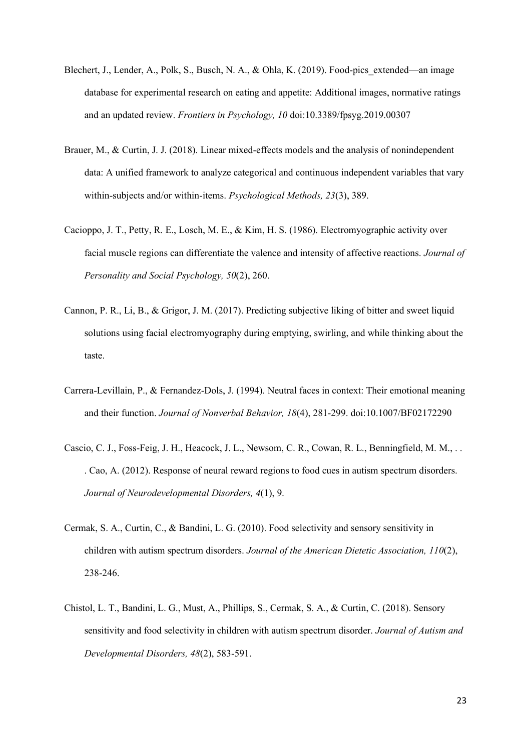Blechert, J., Lender, A., Polk, S., Busch, N. A., & Ohla, K. (2019). Food-pics_extended—an image database for experimental research on eating and appetite: Additional images, normative ratings and an updated review. *Frontiers in Psychology, 10* doi:10.3389/fpsyg.2019.00307

Brauer, M., & Curtin, J. J. (2018). Linear mixed-effects models and the analysis of nonindependent data: A unified framework to analyze categorical and continuous independent variables that vary within-subjects and/or within-items. *Psychological Methods, 23*(3), 389.

Cacioppo, J. T., Petty, R. E., Losch, M. E., & Kim, H. S. (1986). Electromyographic activity over facial muscle regions can differentiate the valence and intensity of affective reactions. *Journal of Personality and Social Psychology, 50*(2), 260.

Cannon, P. R., Li, B., & Grigor, J. M. (2017). Predicting subjective liking of bitter and sweet liquid solutions using facial electromyography during emptying, swirling, and while thinking about the taste.

Carrera-Levillain, P., & Fernandez-Dols, J. (1994). Neutral faces in context: Their emotional meaning and their function. *Journal of Nonverbal Behavior, 18*(4), 281-299. doi:10.1007/BF02172290

Cascio, C. J., Foss-Feig, J. H., Heacock, J. L., Newsom, C. R., Cowan, R. L., Benningfield, M. M., . . . Cao, A. (2012). Response of neural reward regions to food cues in autism spectrum disorders. *Journal of Neurodevelopmental Disorders, 4*(1), 9.

Cermak, S. A., Curtin, C., & Bandini, L. G. (2010). Food selectivity and sensory sensitivity in children with autism spectrum disorders. *Journal of the American Dietetic Association, 110*(2), 238-246.

Chistol, L. T., Bandini, L. G., Must, A., Phillips, S., Cermak, S. A., & Curtin, C. (2018). Sensory sensitivity and food selectivity in children with autism spectrum disorder. *Journal of Autism and Developmental Disorders, 48*(2), 583-591.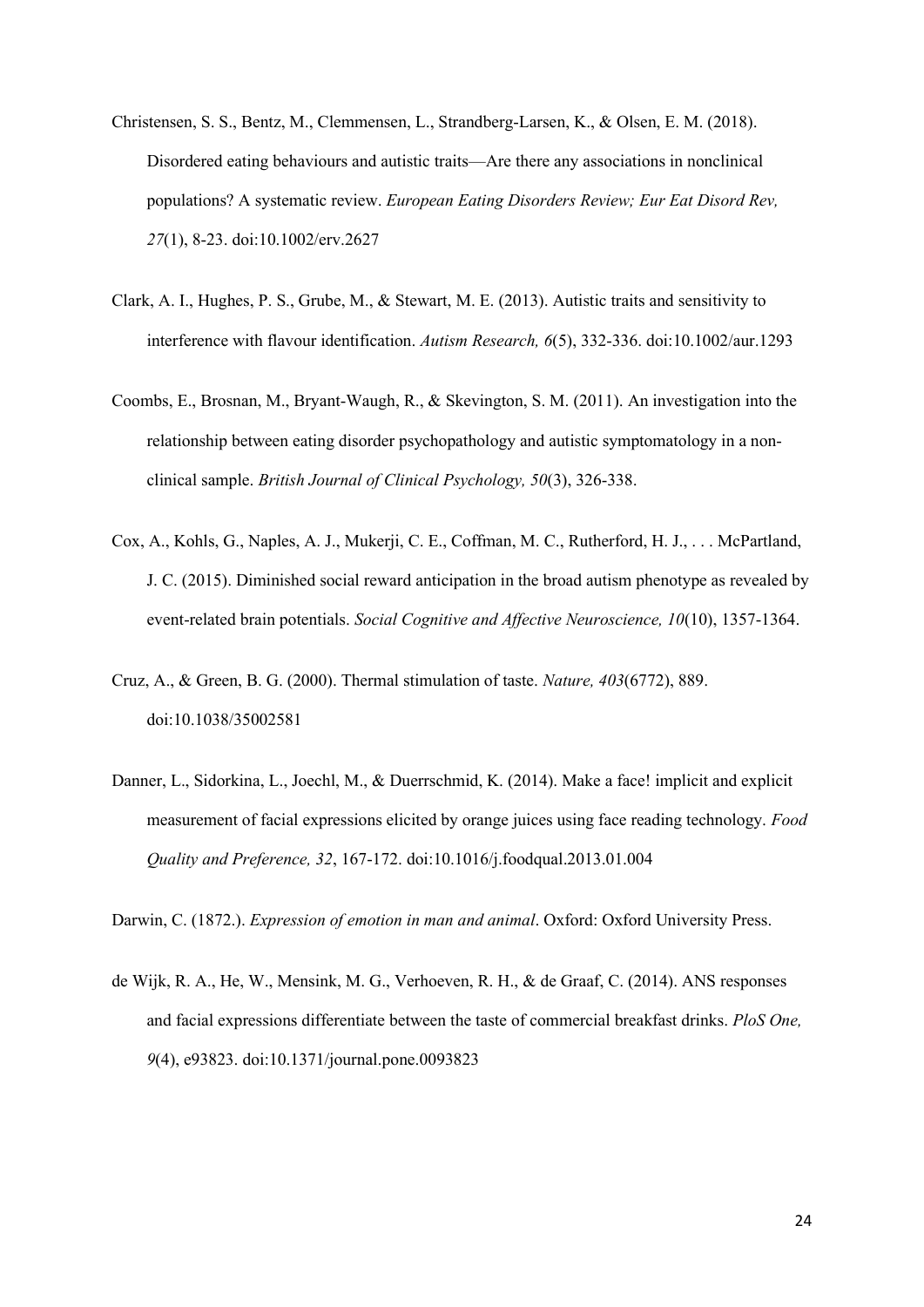Christensen, S. S., Bentz, M., Clemmensen, L., Strandberg-Larsen, K., & Olsen, E. M. (2018). Disordered eating behaviours and autistic traits—Are there any associations in nonclinical populations? A systematic review. *European Eating Disorders Review; Eur Eat Disord Rev, 27*(1), 8-23. doi:10.1002/erv.2627

Clark, A. I., Hughes, P. S., Grube, M., & Stewart, M. E. (2013). Autistic traits and sensitivity to interference with flavour identification. *Autism Research, 6*(5), 332-336. doi:10.1002/aur.1293

Coombs, E., Brosnan, M., Bryant-Waugh, R., & Skevington, S. M. (2011). An investigation into the relationship between eating disorder psychopathology and autistic symptomatology in a non-clinical sample. *British Journal of Clinical Psychology, 50*(3), 326-338.

Cox, A., Kohls, G., Naples, A. J., Mukerji, C. E., Coffman, M. C., Rutherford, H. J., . . . McPartland, J. C. (2015). Diminished social reward anticipation in the broad autism phenotype as revealed by event-related brain potentials. *Social Cognitive and Affective Neuroscience, 10*(10), 1357-1364.

Cruz, A., & Green, B. G. (2000). Thermal stimulation of taste. *Nature, 403*(6772), 889. doi:10.1038/35002581

Danner, L., Sidorkina, L., Joechl, M., & Duerrschmid, K. (2014). Make a face! implicit and explicit measurement of facial expressions elicited by orange juices using face reading technology. *Food Quality and Preference, 32*, 167-172. doi:10.1016/j.foodqual.2013.01.004

Darwin, C. (1872.). *Expression of emotion in man and animal*. Oxford: Oxford University Press.

de Wijk, R. A., He, W., Mensink, M. G., Verhoeven, R. H., & de Graaf, C. (2014). ANS responses and facial expressions differentiate between the taste of commercial breakfast drinks. *PloS One, 9*(4), e93823. doi:10.1371/journal.pone.0093823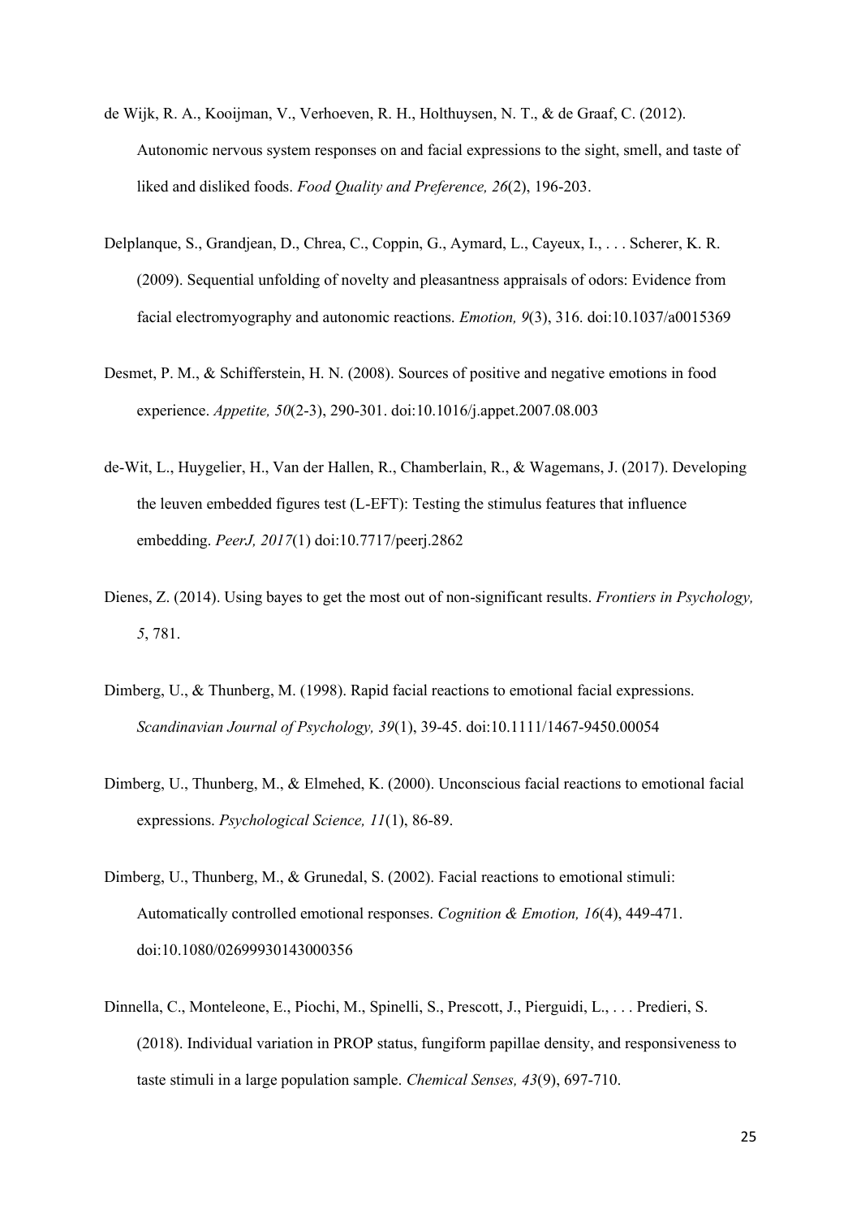de Wijk, R. A., Kooijman, V., Verhoeven, R. H., Holthuysen, N. T., & de Graaf, C. (2012). Autonomic nervous system responses on and facial expressions to the sight, smell, and taste of liked and disliked foods. *Food Quality and Preference, 26*(2), 196-203.

Delplanque, S., Grandjean, D., Chrea, C., Coppin, G., Aymard, L., Cayeux, I., . . . Scherer, K. R. (2009). Sequential unfolding of novelty and pleasantness appraisals of odors: Evidence from facial electromyography and autonomic reactions. *Emotion, 9*(3), 316. doi:10.1037/a0015369

Desmet, P. M., & Schifferstein, H. N. (2008). Sources of positive and negative emotions in food experience. *Appetite, 50*(2-3), 290-301. doi:10.1016/j.appet.2007.08.003

de-Wit, L., Huygelier, H., Van der Hallen, R., Chamberlain, R., & Wagemans, J. (2017). Developing the leuven embedded figures test (L-EFT): Testing the stimulus features that influence embedding. *PeerJ, 2017*(1) doi:10.7717/peerj.2862

Dienes, Z. (2014). Using bayes to get the most out of non-significant results. *Frontiers in Psychology, 5*, 781.

Dimberg, U., & Thunberg, M. (1998). Rapid facial reactions to emotional facial expressions. *Scandinavian Journal of Psychology, 39*(1), 39-45. doi:10.1111/1467-9450.00054

Dimberg, U., Thunberg, M., & Elmehed, K. (2000). Unconscious facial reactions to emotional facial expressions. *Psychological Science, 11*(1), 86-89.

Dimberg, U., Thunberg, M., & Grunedal, S. (2002). Facial reactions to emotional stimuli: Automatically controlled emotional responses. *Cognition & Emotion, 16*(4), 449-471. doi:10.1080/02699930143000356

Dinnella, C., Monteleone, E., Piochi, M., Spinelli, S., Prescott, J., Pierguidi, L., . . . Predieri, S. (2018). Individual variation in PROP status, fungiform papillae density, and responsiveness to taste stimuli in a large population sample. *Chemical Senses, 43*(9), 697-710.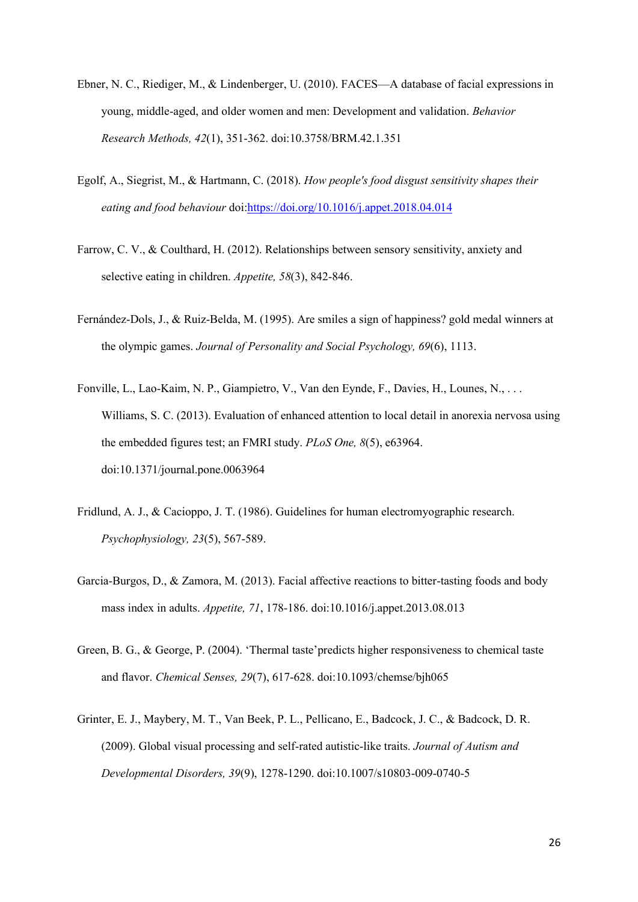Ebner, N. C., Riediger, M., & Lindenberger, U. (2010). FACES—A database of facial expressions in young, middle-aged, and older women and men: Development and validation. *Behavior Research Methods, 42*(1), 351-362. doi:10.3758/BRM.42.1.351

Egolf, A., Siegrist, M., & Hartmann, C. (2018). *How people's food disgust sensitivity shapes their eating and food behaviour* doi:https://doi.org/10.1016/j.appet.2018.04.014

Farrow, C. V., & Coulthard, H. (2012). Relationships between sensory sensitivity, anxiety and selective eating in children. *Appetite, 58*(3), 842-846.

Fernández-Dols, J., & Ruiz-Belda, M. (1995). Are smiles a sign of happiness? gold medal winners at the olympic games. *Journal of Personality and Social Psychology, 69*(6), 1113.

Fonville, L., Lao-Kaim, N. P., Giampietro, V., Van den Eynde, F., Davies, H., Lounes, N., . . . Williams, S. C. (2013). Evaluation of enhanced attention to local detail in anorexia nervosa using the embedded figures test; an FMRI study. *PLoS One, 8*(5), e63964. doi:10.1371/journal.pone.0063964

Fridlund, A. J., & Cacioppo, J. T. (1986). Guidelines for human electromyographic research. *Psychophysiology, 23*(5), 567-589.

Garcia-Burgos, D., & Zamora, M. (2013). Facial affective reactions to bitter-tasting foods and body mass index in adults. *Appetite, 71*, 178-186. doi:10.1016/j.appet.2013.08.013

Green, B. G., & George, P. (2004). 'Thermal taste'predicts higher responsiveness to chemical taste and flavor. *Chemical Senses, 29*(7), 617-628. doi:10.1093/chemse/bjh065

Grinter, E. J., Maybery, M. T., Van Beek, P. L., Pellicano, E., Badcock, J. C., & Badcock, D. R. (2009). Global visual processing and self-rated autistic-like traits. *Journal of Autism and Developmental Disorders, 39*(9), 1278-1290. doi:10.1007/s10803-009-0740-5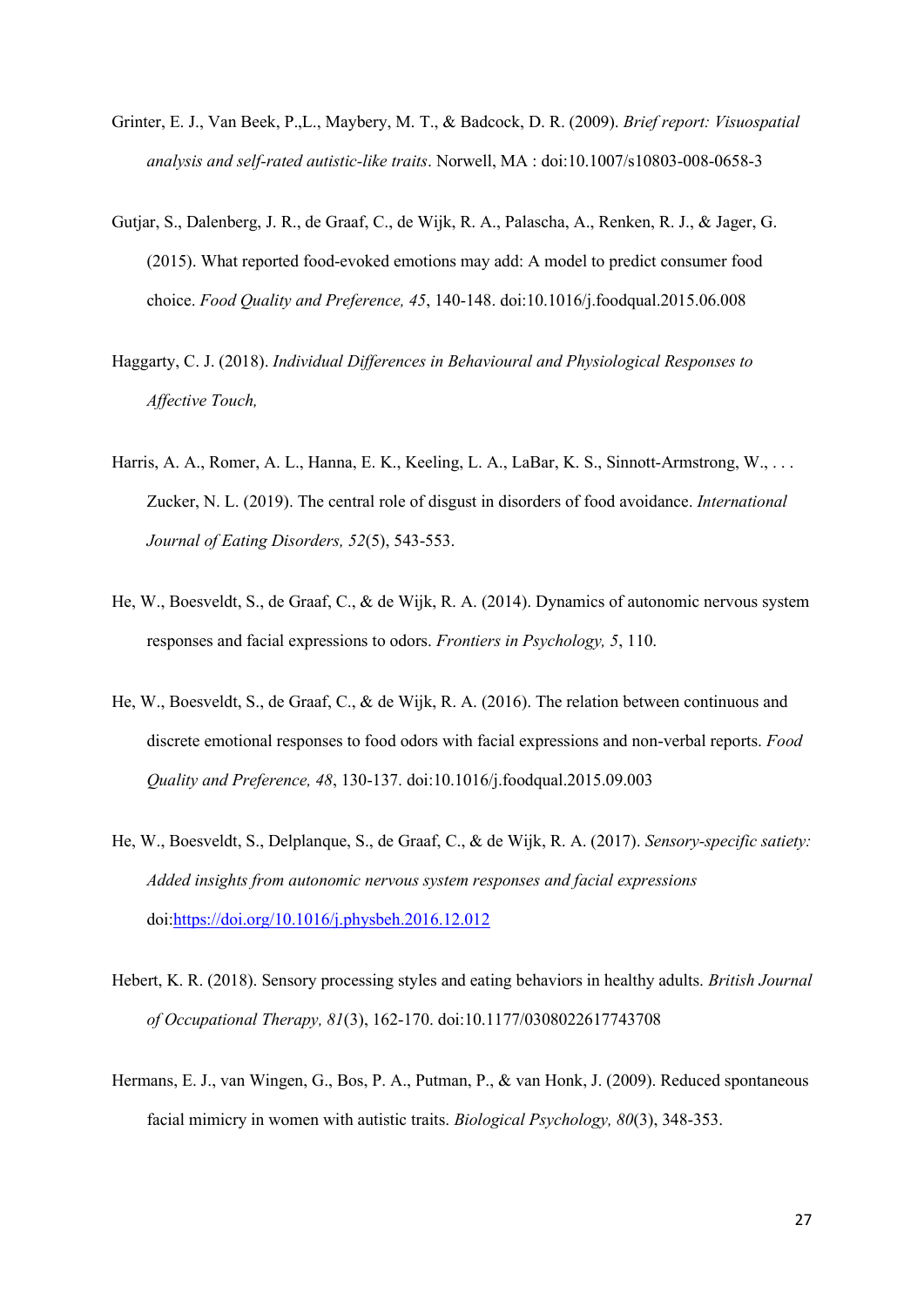Grinter, E. J., Van Beek, P.,L., Maybery, M. T., & Badcock, D. R. (2009). *Brief report: Visuospatial analysis and self-rated autistic-like traits*. Norwell, MA : doi:10.1007/s10803-008-0658-3

Gutjar, S., Dalenberg, J. R., de Graaf, C., de Wijk, R. A., Palascha, A., Renken, R. J., & Jager, G. (2015). What reported food-evoked emotions may add: A model to predict consumer food choice. *Food Quality and Preference, 45*, 140-148. doi:10.1016/j.foodqual.2015.06.008

Haggarty, C. J. (2018). *Individual Differences in Behavioural and Physiological Responses to Affective Touch,*

Harris, A. A., Romer, A. L., Hanna, E. K., Keeling, L. A., LaBar, K. S., Sinnott-Armstrong, W., . . . Zucker, N. L. (2019). The central role of disgust in disorders of food avoidance. *International Journal of Eating Disorders, 52*(5), 543-553.

He, W., Boesveldt, S., de Graaf, C., & de Wijk, R. A. (2014). Dynamics of autonomic nervous system responses and facial expressions to odors. *Frontiers in Psychology, 5*, 110.

He, W., Boesveldt, S., de Graaf, C., & de Wijk, R. A. (2016). The relation between continuous and discrete emotional responses to food odors with facial expressions and non-verbal reports. *Food Quality and Preference, 48*, 130-137. doi:10.1016/j.foodqual.2015.09.003

He, W., Boesveldt, S., Delplanque, S., de Graaf, C., & de Wijk, R. A. (2017). *Sensory-specific satiety: Added insights from autonomic nervous system responses and facial expressions* doi:https://doi.org/10.1016/j.physbeh.2016.12.012

Hebert, K. R. (2018). Sensory processing styles and eating behaviors in healthy adults. *British Journal of Occupational Therapy, 81*(3), 162-170. doi:10.1177/0308022617743708

Hermans, E. J., van Wingen, G., Bos, P. A., Putman, P., & van Honk, J. (2009). Reduced spontaneous facial mimicry in women with autistic traits. *Biological Psychology, 80*(3), 348-353.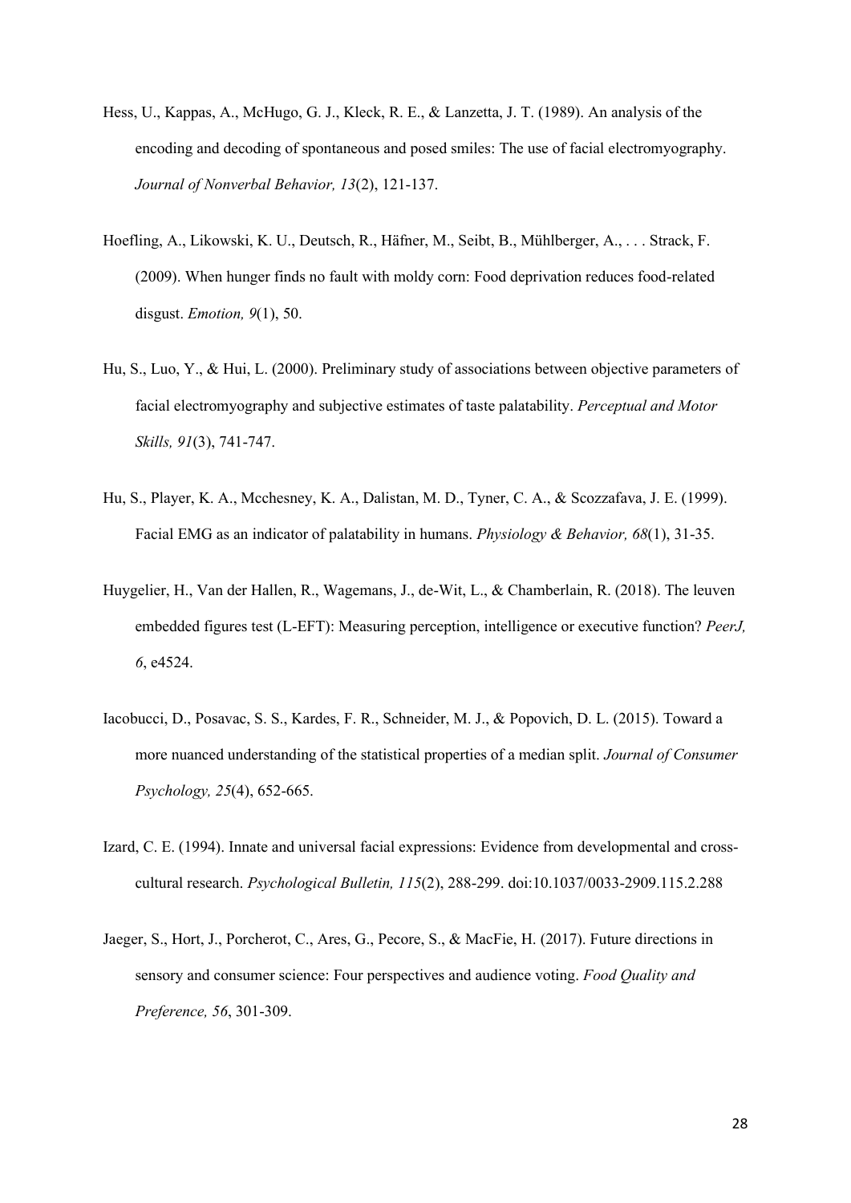Hess, U., Kappas, A., McHugo, G. J., Kleck, R. E., & Lanzetta, J. T. (1989). An analysis of the encoding and decoding of spontaneous and posed smiles: The use of facial electromyography. *Journal of Nonverbal Behavior, 13*(2), 121-137.

Hoefling, A., Likowski, K. U., Deutsch, R., Häfner, M., Seibt, B., Mühlberger, A., . . . Strack, F. (2009). When hunger finds no fault with moldy corn: Food deprivation reduces food-related disgust. *Emotion, 9*(1), 50.

Hu, S., Luo, Y., & Hui, L. (2000). Preliminary study of associations between objective parameters of facial electromyography and subjective estimates of taste palatability. *Perceptual and Motor Skills, 91*(3), 741-747.

Hu, S., Player, K. A., Mcchesney, K. A., Dalistan, M. D., Tyner, C. A., & Scozzafava, J. E. (1999). Facial EMG as an indicator of palatability in humans. *Physiology & Behavior, 68*(1), 31-35.

Huygelier, H., Van der Hallen, R., Wagemans, J., de-Wit, L., & Chamberlain, R. (2018). The leuven embedded figures test (L-EFT): Measuring perception, intelligence or executive function? *PeerJ, 6*, e4524.

Iacobucci, D., Posavac, S. S., Kardes, F. R., Schneider, M. J., & Popovich, D. L. (2015). Toward a more nuanced understanding of the statistical properties of a median split. *Journal of Consumer Psychology, 25*(4), 652-665.

Izard, C. E. (1994). Innate and universal facial expressions: Evidence from developmental and cross-cultural research. *Psychological Bulletin, 115*(2), 288-299. doi:10.1037/0033-2909.115.2.288

Jaeger, S., Hort, J., Porcherot, C., Ares, G., Pecore, S., & MacFie, H. (2017). Future directions in sensory and consumer science: Four perspectives and audience voting. *Food Quality and Preference, 56*, 301-309.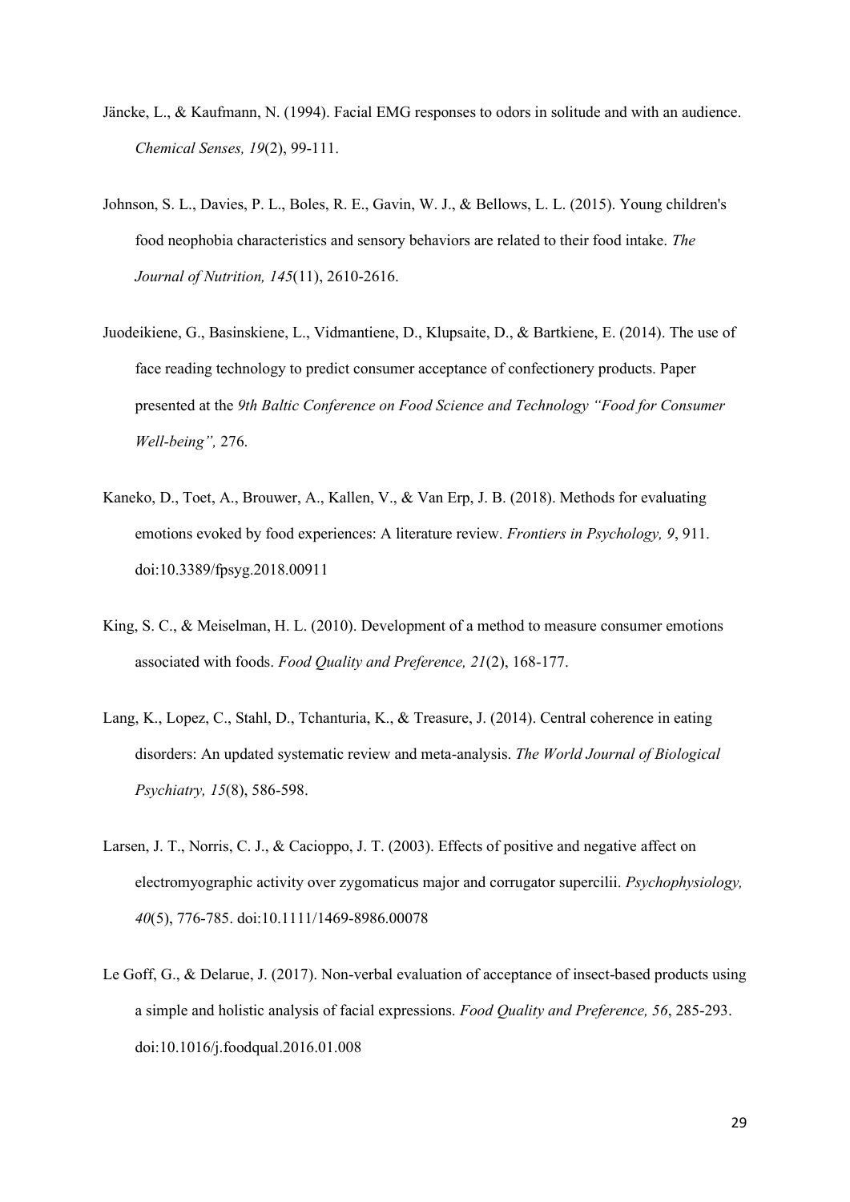Jäncke, L., & Kaufmann, N. (1994). Facial EMG responses to odors in solitude and with an audience. *Chemical Senses, 19*(2), 99-111.

Johnson, S. L., Davies, P. L., Boles, R. E., Gavin, W. J., & Bellows, L. L. (2015). Young children's food neophobia characteristics and sensory behaviors are related to their food intake. *The Journal of Nutrition, 145*(11), 2610-2616.

Juodeikiene, G., Basinskiene, L., Vidmantiene, D., Klupsaite, D., & Bartkiene, E. (2014). The use of face reading technology to predict consumer acceptance of confectionery products. Paper presented at the *9th Baltic Conference on Food Science and Technology "Food for Consumer Well-being",* 276.

Kaneko, D., Toet, A., Brouwer, A., Kallen, V., & Van Erp, J. B. (2018). Methods for evaluating emotions evoked by food experiences: A literature review. *Frontiers in Psychology, 9*, 911. doi:10.3389/fpsyg.2018.00911

King, S. C., & Meiselman, H. L. (2010). Development of a method to measure consumer emotions associated with foods. *Food Quality and Preference, 21*(2), 168-177.

Lang, K., Lopez, C., Stahl, D., Tchanturia, K., & Treasure, J. (2014). Central coherence in eating disorders: An updated systematic review and meta-analysis. *The World Journal of Biological Psychiatry, 15*(8), 586-598.

Larsen, J. T., Norris, C. J., & Cacioppo, J. T. (2003). Effects of positive and negative affect on electromyographic activity over zygomaticus major and corrugator supercilii. *Psychophysiology, 40*(5), 776-785. doi:10.1111/1469-8986.00078

Le Goff, G., & Delarue, J. (2017). Non-verbal evaluation of acceptance of insect-based products using a simple and holistic analysis of facial expressions. *Food Quality and Preference, 56*, 285-293. doi:10.1016/j.foodqual.2016.01.008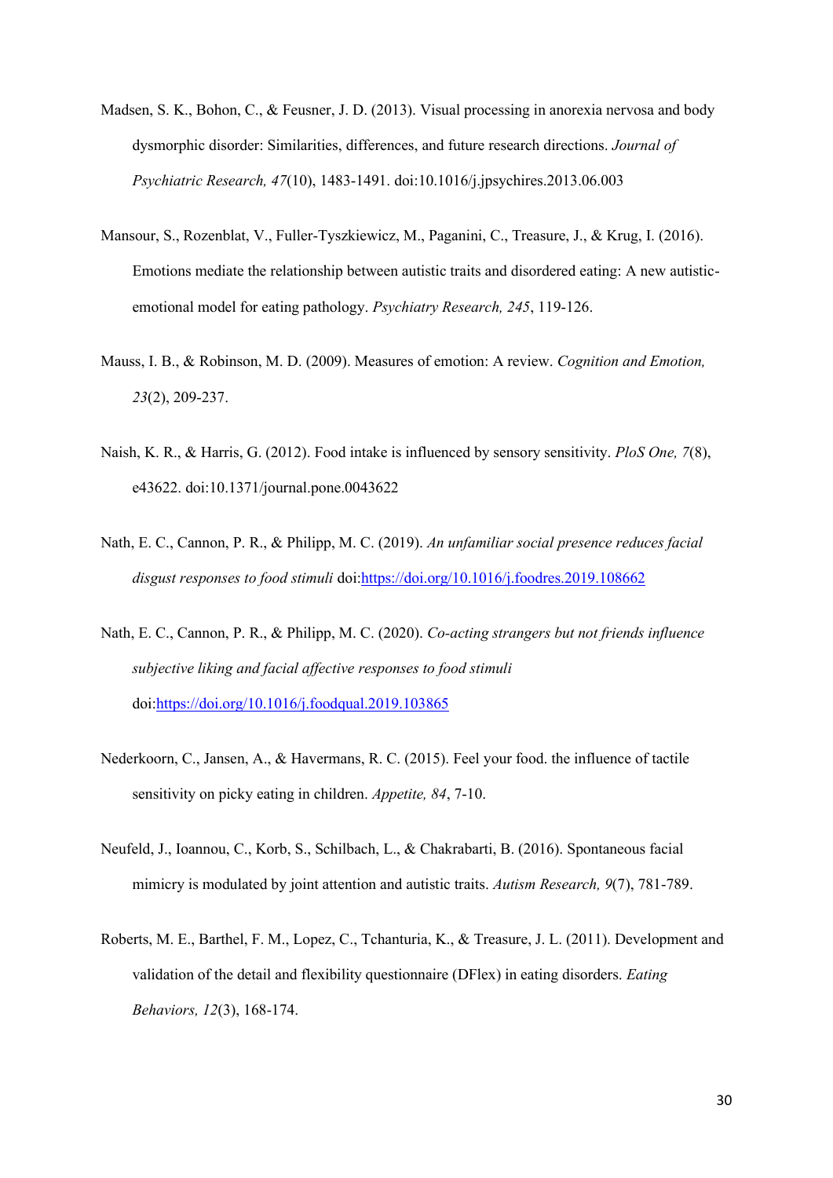Madsen, S. K., Bohon, C., & Feusner, J. D. (2013). Visual processing in anorexia nervosa and body dysmorphic disorder: Similarities, differences, and future research directions. *Journal of Psychiatric Research, 47*(10), 1483-1491. doi:10.1016/j.jpsychires.2013.06.003

Mansour, S., Rozenblat, V., Fuller-Tyszkiewicz, M., Paganini, C., Treasure, J., & Krug, I. (2016). Emotions mediate the relationship between autistic traits and disordered eating: A new autistic-emotional model for eating pathology. *Psychiatry Research, 245*, 119-126.

Mauss, I. B., & Robinson, M. D. (2009). Measures of emotion: A review. *Cognition and Emotion, 23*(2), 209-237.

Naish, K. R., & Harris, G. (2012). Food intake is influenced by sensory sensitivity. *PloS One, 7*(8), e43622. doi:10.1371/journal.pone.0043622

Nath, E. C., Cannon, P. R., & Philipp, M. C. (2019). *An unfamiliar social presence reduces facial disgust responses to food stimuli* doi:https://doi.org/10.1016/j.foodres.2019.108662

Nath, E. C., Cannon, P. R., & Philipp, M. C. (2020). *Co-acting strangers but not friends influence subjective liking and facial affective responses to food stimuli* doi:https://doi.org/10.1016/j.foodqual.2019.103865

Nederkoorn, C., Jansen, A., & Havermans, R. C. (2015). Feel your food. the influence of tactile sensitivity on picky eating in children. *Appetite, 84*, 7-10.

Neufeld, J., Ioannou, C., Korb, S., Schilbach, L., & Chakrabarti, B. (2016). Spontaneous facial mimicry is modulated by joint attention and autistic traits. *Autism Research, 9*(7), 781-789.

Roberts, M. E., Barthel, F. M., Lopez, C., Tchanturia, K., & Treasure, J. L. (2011). Development and validation of the detail and flexibility questionnaire (DFlex) in eating disorders. *Eating Behaviors, 12*(3), 168-174.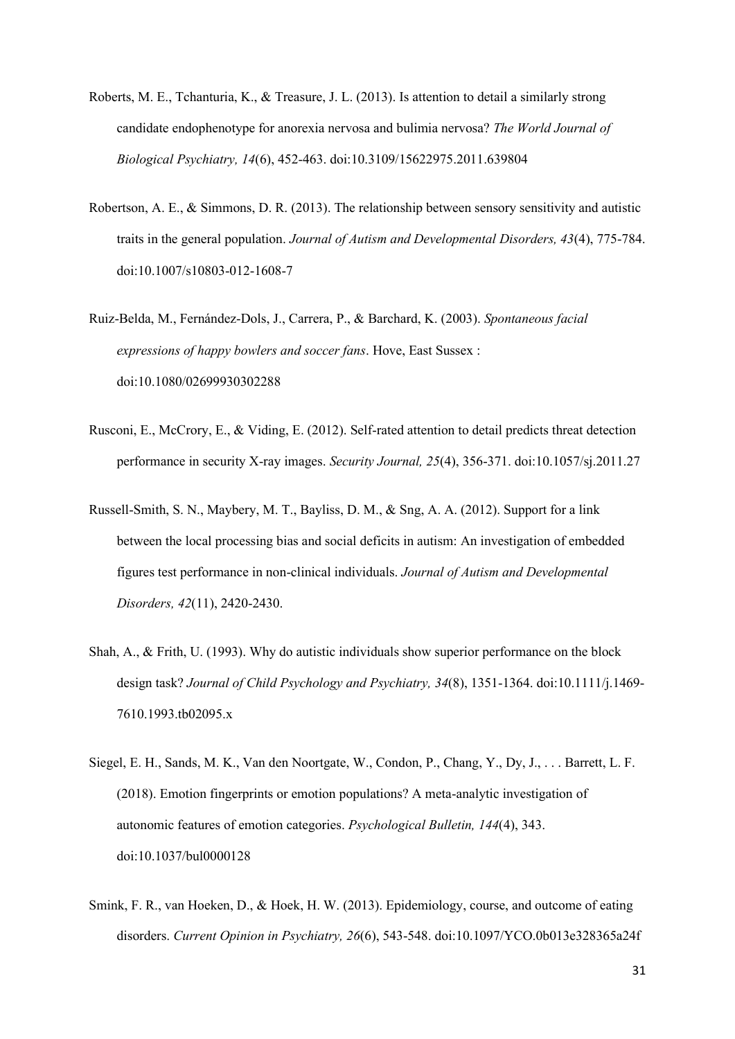Roberts, M. E., Tchanturia, K., & Treasure, J. L. (2013). Is attention to detail a similarly strong candidate endophenotype for anorexia nervosa and bulimia nervosa? *The World Journal of Biological Psychiatry, 14*(6), 452-463. doi:10.3109/15622975.2011.639804

Robertson, A. E., & Simmons, D. R. (2013). The relationship between sensory sensitivity and autistic traits in the general population. *Journal of Autism and Developmental Disorders, 43*(4), 775-784. doi:10.1007/s10803-012-1608-7

Ruiz-Belda, M., Fernández-Dols, J., Carrera, P., & Barchard, K. (2003). *Spontaneous facial expressions of happy bowlers and soccer fans*. Hove, East Sussex : doi:10.1080/02699930302288

Rusconi, E., McCrory, E., & Viding, E. (2012). Self-rated attention to detail predicts threat detection performance in security X-ray images. *Security Journal, 25*(4), 356-371. doi:10.1057/sj.2011.27

Russell-Smith, S. N., Maybery, M. T., Bayliss, D. M., & Sng, A. A. (2012). Support for a link between the local processing bias and social deficits in autism: An investigation of embedded figures test performance in non-clinical individuals. *Journal of Autism and Developmental Disorders, 42*(11), 2420-2430.

Shah, A., & Frith, U. (1993). Why do autistic individuals show superior performance on the block design task? *Journal of Child Psychology and Psychiatry, 34*(8), 1351-1364. doi:10.1111/j.1469-7610.1993.tb02095.x

Siegel, E. H., Sands, M. K., Van den Noortgate, W., Condon, P., Chang, Y., Dy, J., . . . Barrett, L. F. (2018). Emotion fingerprints or emotion populations? A meta-analytic investigation of autonomic features of emotion categories. *Psychological Bulletin, 144*(4), 343. doi:10.1037/bul0000128

Smink, F. R., van Hoeken, D., & Hoek, H. W. (2013). Epidemiology, course, and outcome of eating disorders. *Current Opinion in Psychiatry, 26*(6), 543-548. doi:10.1097/YCO.0b013e328365a24f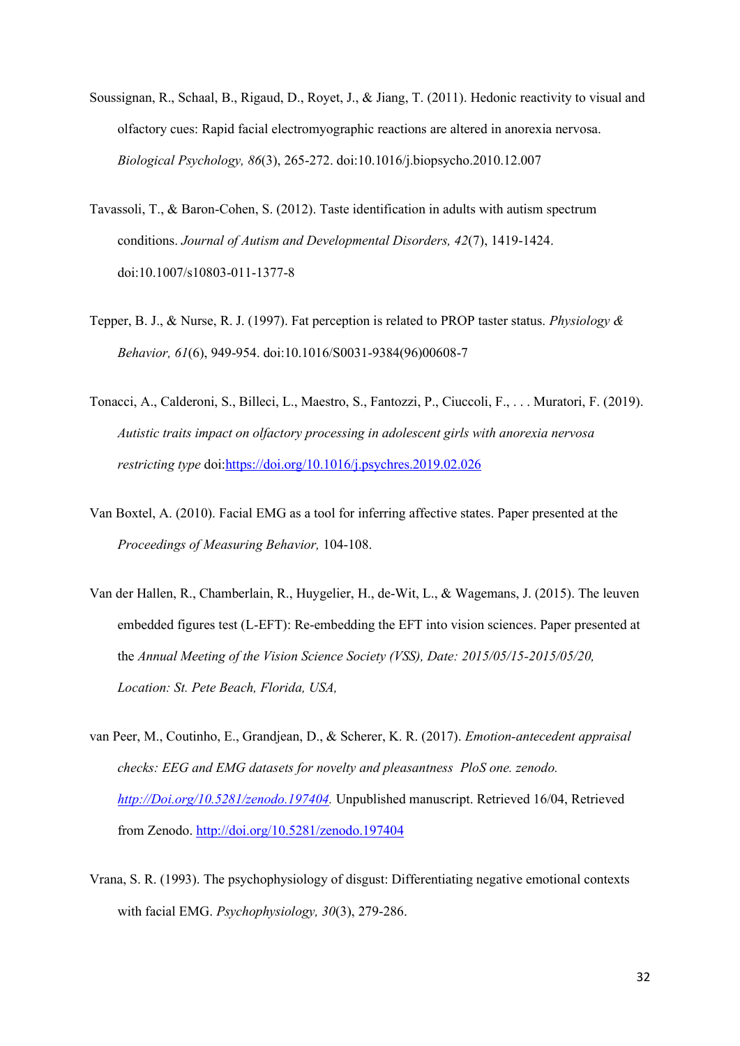Soussignan, R., Schaal, B., Rigaud, D., Royet, J., & Jiang, T. (2011). Hedonic reactivity to visual and olfactory cues: Rapid facial electromyographic reactions are altered in anorexia nervosa. *Biological Psychology, 86*(3), 265-272. doi:10.1016/j.biopsycho.2010.12.007

Tavassoli, T., & Baron-Cohen, S. (2012). Taste identification in adults with autism spectrum conditions. *Journal of Autism and Developmental Disorders, 42*(7), 1419-1424. doi:10.1007/s10803-011-1377-8

Tepper, B. J., & Nurse, R. J. (1997). Fat perception is related to PROP taster status. *Physiology & Behavior, 61*(6), 949-954. doi:10.1016/S0031-9384(96)00608-7

Tonacci, A., Calderoni, S., Billeci, L., Maestro, S., Fantozzi, P., Ciuccoli, F., . . . Muratori, F. (2019). *Autistic traits impact on olfactory processing in adolescent girls with anorexia nervosa restricting type* doi:https://doi.org/10.1016/j.psychres.2019.02.026

Van Boxtel, A. (2010). Facial EMG as a tool for inferring affective states. Paper presented at the *Proceedings of Measuring Behavior,* 104-108.

Van der Hallen, R., Chamberlain, R., Huygelier, H., de-Wit, L., & Wagemans, J. (2015). The leuven embedded figures test (L-EFT): Re-embedding the EFT into vision sciences. Paper presented at the *Annual Meeting of the Vision Science Society (VSS), Date: 2015/05/15-2015/05/20, Location: St. Pete Beach, Florida, USA,*

van Peer, M., Coutinho, E., Grandjean, D., & Scherer, K. R. (2017). *Emotion-antecedent appraisal checks: EEG and EMG datasets for novelty and pleasantness PloS one. zenodo. http://Doi.org/10.5281/zenodo.197404.* Unpublished manuscript. Retrieved 16/04, Retrieved from Zenodo. http://doi.org/10.5281/zenodo.197404

Vrana, S. R. (1993). The psychophysiology of disgust: Differentiating negative emotional contexts with facial EMG. *Psychophysiology, 30*(3), 279-286.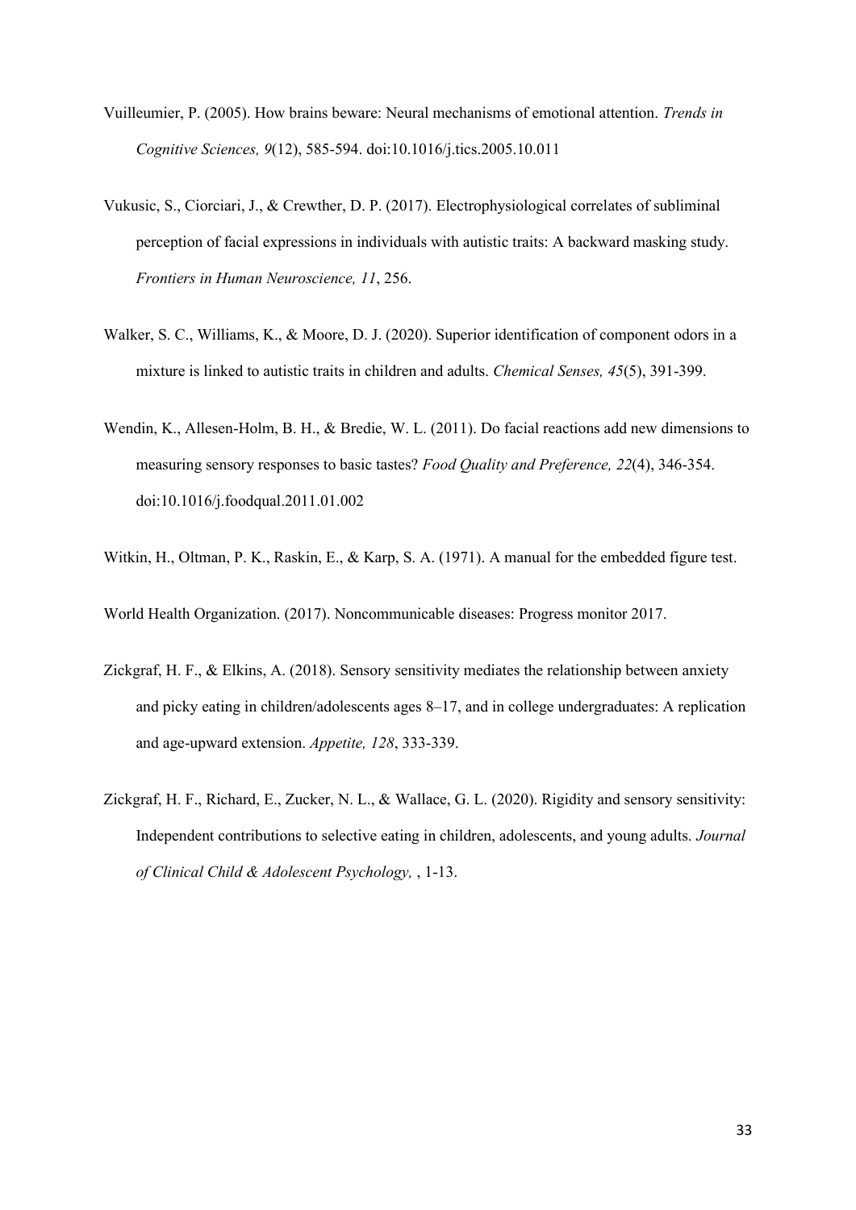Vuilleumier, P. (2005). How brains beware: Neural mechanisms of emotional attention. *Trends in Cognitive Sciences, 9*(12), 585-594. doi:10.1016/j.tics.2005.10.011

Vukusic, S., Ciorciari, J., & Crewther, D. P. (2017). Electrophysiological correlates of subliminal perception of facial expressions in individuals with autistic traits: A backward masking study. *Frontiers in Human Neuroscience, 11*, 256.

Walker, S. C., Williams, K., & Moore, D. J. (2020). Superior identification of component odors in a mixture is linked to autistic traits in children and adults. *Chemical Senses, 45*(5), 391-399.

Wendin, K., Allesen-Holm, B. H., & Bredie, W. L. (2011). Do facial reactions add new dimensions to measuring sensory responses to basic tastes? *Food Quality and Preference, 22*(4), 346-354. doi:10.1016/j.foodqual.2011.01.002

Witkin, H., Oltman, P. K., Raskin, E., & Karp, S. A. (1971). A manual for the embedded figure test.

World Health Organization. (2017). Noncommunicable diseases: Progress monitor 2017.

Zickgraf, H. F., & Elkins, A. (2018). Sensory sensitivity mediates the relationship between anxiety and picky eating in children/adolescents ages 8–17, and in college undergraduates: A replication and age-upward extension. *Appetite, 128*, 333-339.

Zickgraf, H. F., Richard, E., Zucker, N. L., & Wallace, G. L. (2020). Rigidity and sensory sensitivity: Independent contributions to selective eating in children, adolescents, and young adults. *Journal of Clinical Child & Adolescent Psychology,* , 1-13.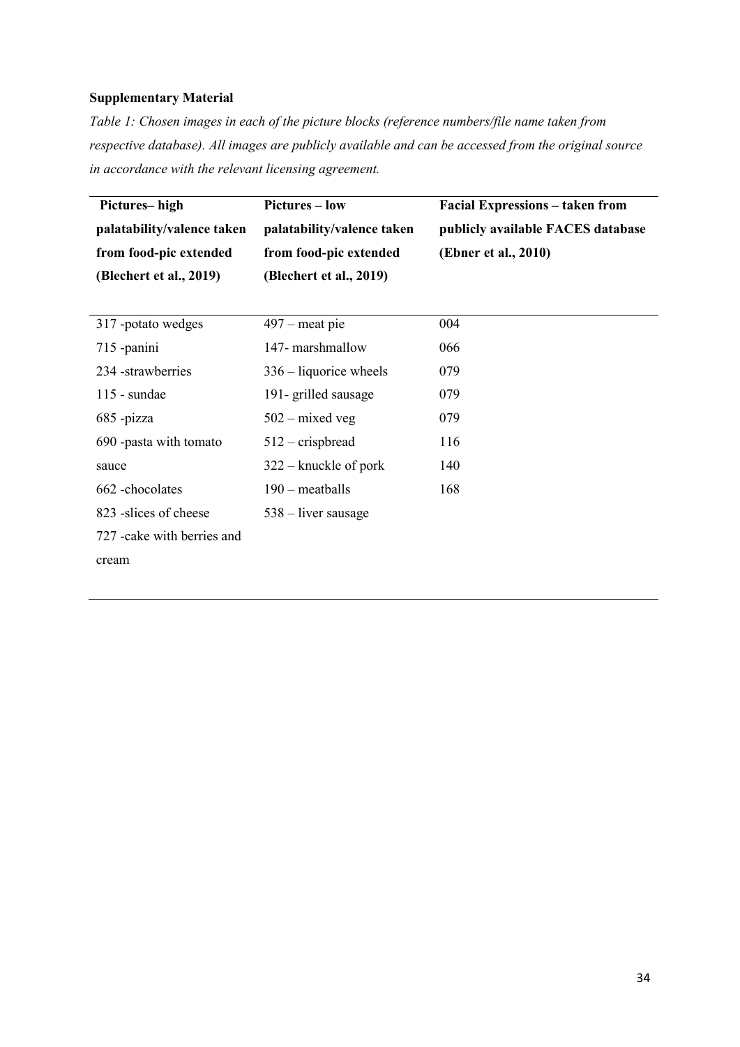**Supplementary Material**

*Table 1: Chosen images in each of the picture blocks (reference numbers/file name taken from respective database). All images are publicly available and can be accessed from the original source in accordance with the relevant licensing agreement.*

| Pictures– high palatability/valence taken from food-pic extended (Blechert et al., 2019) | Pictures – low palatability/valence taken from food-pic extended (Blechert et al., 2019) | Facial Expressions – taken from publicly available FACES database (Ebner et al., 2010) |
|---|---|---|
| 317 -potato wedges | 497 – meat pie | 004 |
| 715 -panini | 147- marshmallow | 066 |
| 234 -strawberries | 336 – liquorice wheels | 079 |
| 115 - sundae | 191- grilled sausage | 079 |
| 685 -pizza | 502 – mixed veg | 079 |
| 690 -pasta with tomato sauce | 512 – crispbread | 116 |
| | 322 – knuckle of pork | 140 |
| 662 -chocolates | 190 – meatballs | 168 |
| 823 -slices of cheese | 538 – liver sausage | |
| 727 -cake with berries and cream | | |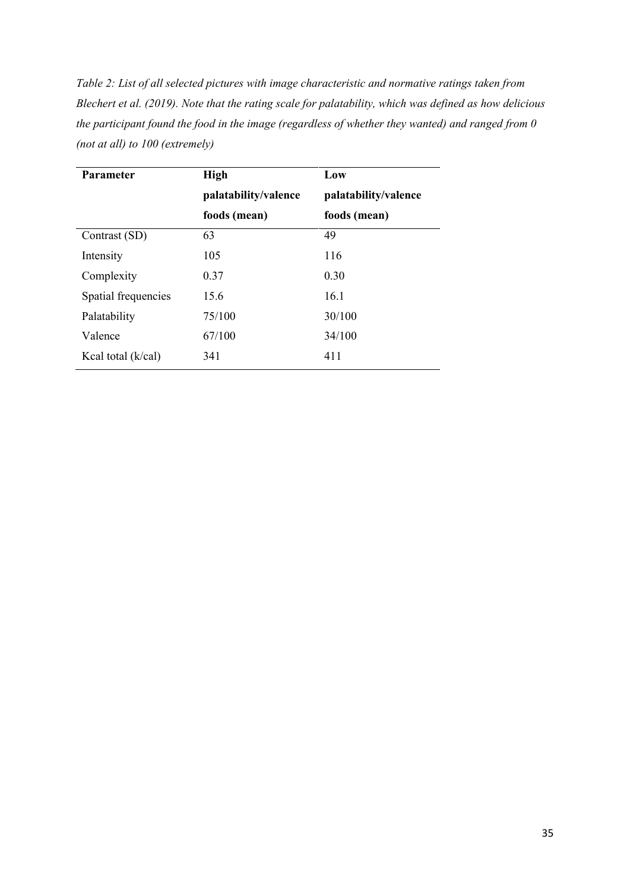*Table 2: List of all selected pictures with image characteristic and normative ratings taken from Blechert et al. (2019). Note that the rating scale for palatability, which was defined as how delicious the participant found the food in the image (regardless of whether they wanted) and ranged from 0 (not at all) to 100 (extremely)*

| **Parameter** | **High palatability/valence foods (mean)** | **Low palatability/valence foods (mean)** |
|---|---|---|
| Contrast (SD) | 63 | 49 |
| Intensity | 105 | 116 |
| Complexity | 0.37 | 0.30 |
| Spatial frequencies | 15.6 | 16.1 |
| Palatability | 75/100 | 30/100 |
| Valence | 67/100 | 34/100 |
| Kcal total (k/cal) | 341 | 411 |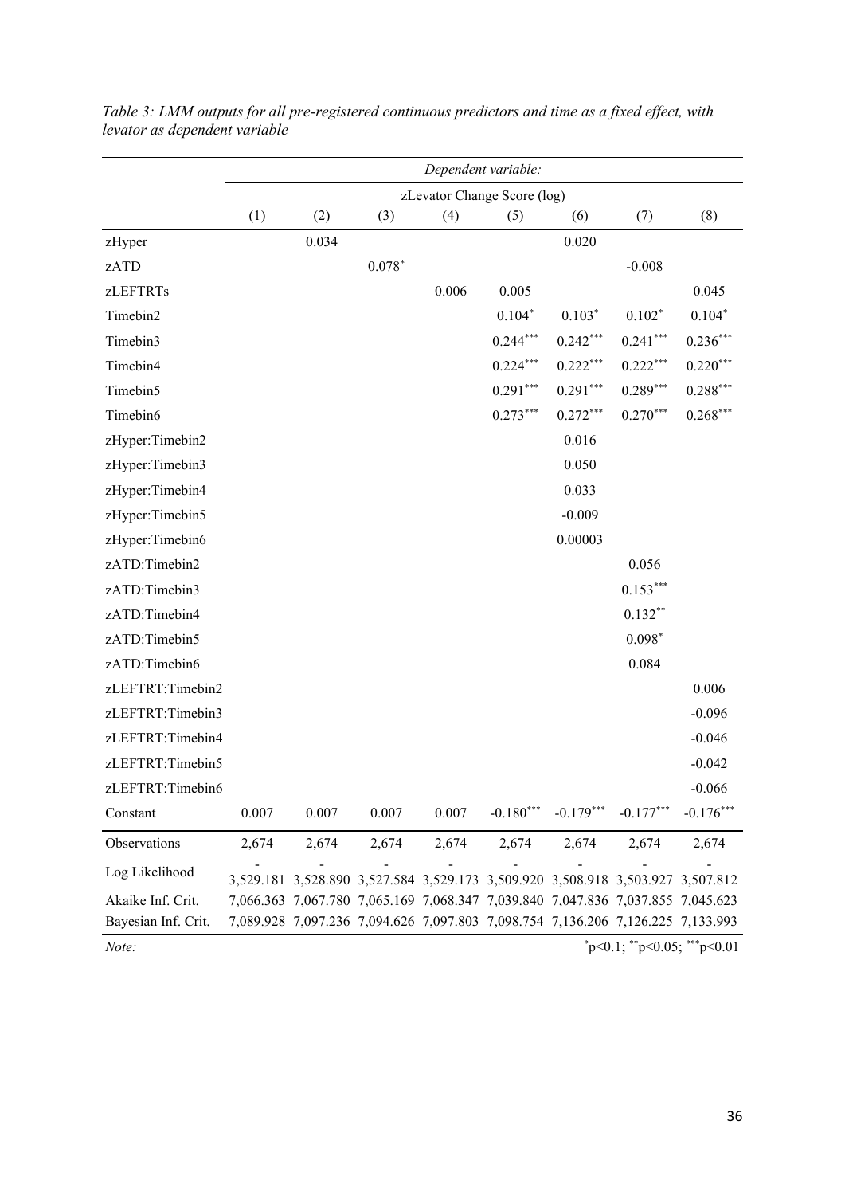*Table 3: LMM outputs for all pre-registered continuous predictors and time as a fixed effect, with levator as dependent variable*

| | *Dependent variable:* | | | | | | | |
|---|---|---|---|---|---|---|---|---|
| | zLevator Change Score (log) | | | | | | | |
| | (1) | (2) | (3) | (4) | (5) | (6) | (7) | (8) |
| zHyper | | 0.034 | | | | 0.020 | | |
| zATD | | | $0.078^{*}$ | | | | -0.008 | |
| zLEFTRTs | | | | 0.006 | 0.005 | | | 0.045 |
| Timebin2 | | | | | $0.104^{*}$ | $0.103^{*}$ | $0.102^{*}$ | $0.104^{*}$ |
| Timebin3 | | | | | $0.244^{***}$ | $0.242^{***}$ | $0.241^{***}$ | $0.236^{***}$ |
| Timebin4 | | | | | $0.224^{***}$ | $0.222^{***}$ | $0.222^{***}$ | $0.220^{***}$ |
| Timebin5 | | | | | $0.291^{***}$ | $0.291^{***}$ | $0.289^{***}$ | $0.288^{***}$ |
| Timebin6 | | | | | $0.273^{***}$ | $0.272^{***}$ | $0.270^{***}$ | $0.268^{***}$ |
| zHyper:Timebin2 | | | | | | 0.016 | | |
| zHyper:Timebin3 | | | | | | 0.050 | | |
| zHyper:Timebin4 | | | | | | 0.033 | | |
| zHyper:Timebin5 | | | | | | -0.009 | | |
| zHyper:Timebin6 | | | | | | 0.00003 | | |
| zATD:Timebin2 | | | | | | | 0.056 | |
| zATD:Timebin3 | | | | | | | $0.153^{***}$ | |
| zATD:Timebin4 | | | | | | | $0.132^{**}$ | |
| zATD:Timebin5 | | | | | | | $0.098^{*}$ | |
| zATD:Timebin6 | | | | | | | 0.084 | |
| zLEFTRT:Timebin2 | | | | | | | | 0.006 |
| zLEFTRT:Timebin3 | | | | | | | | -0.096 |
| zLEFTRT:Timebin4 | | | | | | | | -0.046 |
| zLEFTRT:Timebin5 | | | | | | | | -0.042 |
| zLEFTRT:Timebin6 | | | | | | | | -0.066 |
| Constant | 0.007 | 0.007 | 0.007 | 0.007 | $-0.180^{***}$ | $-0.179^{***}$ | $-0.177^{***}$ | $-0.176^{***}$ |
| Observations | 2,674 | 2,674 | 2,674 | 2,674 | 2,674 | 2,674 | 2,674 | 2,674 |
| Log Likelihood | -3,529.181 | -3,528.890 | -3,527.584 | -3,529.173 | -3,509.920 | -3,508.918 | -3,503.927 | -3,507.812 |
| Akaike Inf. Crit. | 7,066.363 | 7,067.780 | 7,065.169 | 7,068.347 | 7,039.840 | 7,047.836 | 7,037.855 | 7,045.623 |
| Bayesian Inf. Crit. | 7,089.928 | 7,097.236 | 7,094.626 | 7,097.803 | 7,098.754 | 7,136.206 | 7,126.225 | 7,133.993 |

*Note:* $^{*}p<0.1$; $^{**}p<0.05$; $^{***}p<0.01$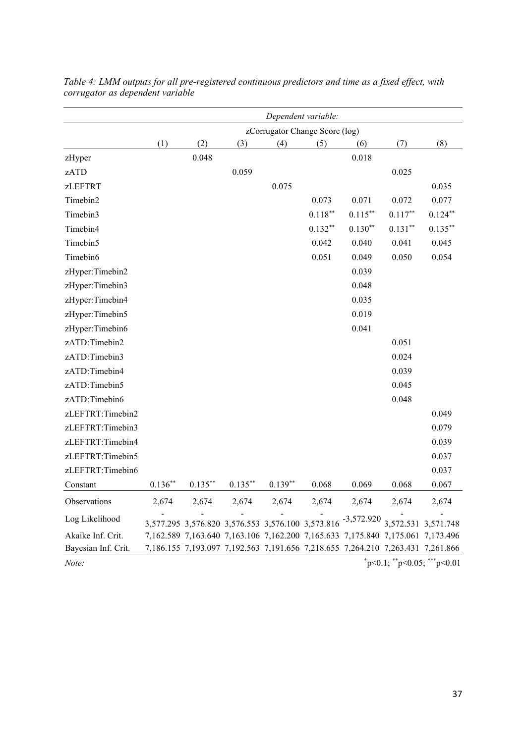*Table 4: LMM outputs for all pre-registered continuous predictors and time as a fixed effect, with corrugator as dependent variable*

| | *Dependent variable:* | | | | | | | |
|---|---|---|---|---|---|---|---|---|
| | zCorrugator Change Score (log) | | | | | | | |
| | (1) | (2) | (3) | (4) | (5) | (6) | (7) | (8) |
| zHyper | | 0.048 | | | | 0.018 | | |
| zATD | | | 0.059 | | | | 0.025 | |
| zLEFTRT | | | | 0.075 | | | | 0.035 |
| Timebin2 | | | | | 0.073 | 0.071 | 0.072 | 0.077 |
| Timebin3 | | | | | $0.118^{**}$ | $0.115^{**}$ | $0.117^{**}$ | $0.124^{**}$ |
| Timebin4 | | | | | $0.132^{**}$ | $0.130^{**}$ | $0.131^{**}$ | $0.135^{**}$ |
| Timebin5 | | | | | 0.042 | 0.040 | 0.041 | 0.045 |
| Timebin6 | | | | | 0.051 | 0.049 | 0.050 | 0.054 |
| zHyper:Timebin2 | | | | | | 0.039 | | |
| zHyper:Timebin3 | | | | | | 0.048 | | |
| zHyper:Timebin4 | | | | | | 0.035 | | |
| zHyper:Timebin5 | | | | | | 0.019 | | |
| zHyper:Timebin6 | | | | | | 0.041 | | |
| zATD:Timebin2 | | | | | | | 0.051 | |
| zATD:Timebin3 | | | | | | | 0.024 | |
| zATD:Timebin4 | | | | | | | 0.039 | |
| zATD:Timebin5 | | | | | | | 0.045 | |
| zATD:Timebin6 | | | | | | | 0.048 | |
| zLEFTRT:Timebin2 | | | | | | | | 0.049 |
| zLEFTRT:Timebin3 | | | | | | | | 0.079 |
| zLEFTRT:Timebin4 | | | | | | | | 0.039 |
| zLEFTRT:Timebin5 | | | | | | | | 0.037 |
| zLEFTRT:Timebin6 | | | | | | | | 0.037 |
| Constant | $0.136^{**}$ | $0.135^{**}$ | $0.135^{**}$ | $0.139^{**}$ | 0.068 | 0.069 | 0.068 | 0.067 |
| Observations | 2,674 | 2,674 | 2,674 | 2,674 | 2,674 | 2,674 | 2,674 | 2,674 |
| Log Likelihood | -3,577.295 | -3,576.820 | -3,576.553 | -3,576.100 | -3,573.816 | -3,572.920 | -3,572.531 | -3,571.748 |
| Akaike Inf. Crit. | 7,162.589 | 7,163.640 | 7,163.106 | 7,162.200 | 7,165.633 | 7,175.840 | 7,175.061 | 7,173.496 |
| Bayesian Inf. Crit. | 7,186.155 | 7,193.097 | 7,192.563 | 7,191.656 | 7,218.655 | 7,264.210 | 7,263.431 | 7,261.866 |

*Note:* $^{*}p<0.1$; $^{**}p<0.05$; $^{***}p<0.01$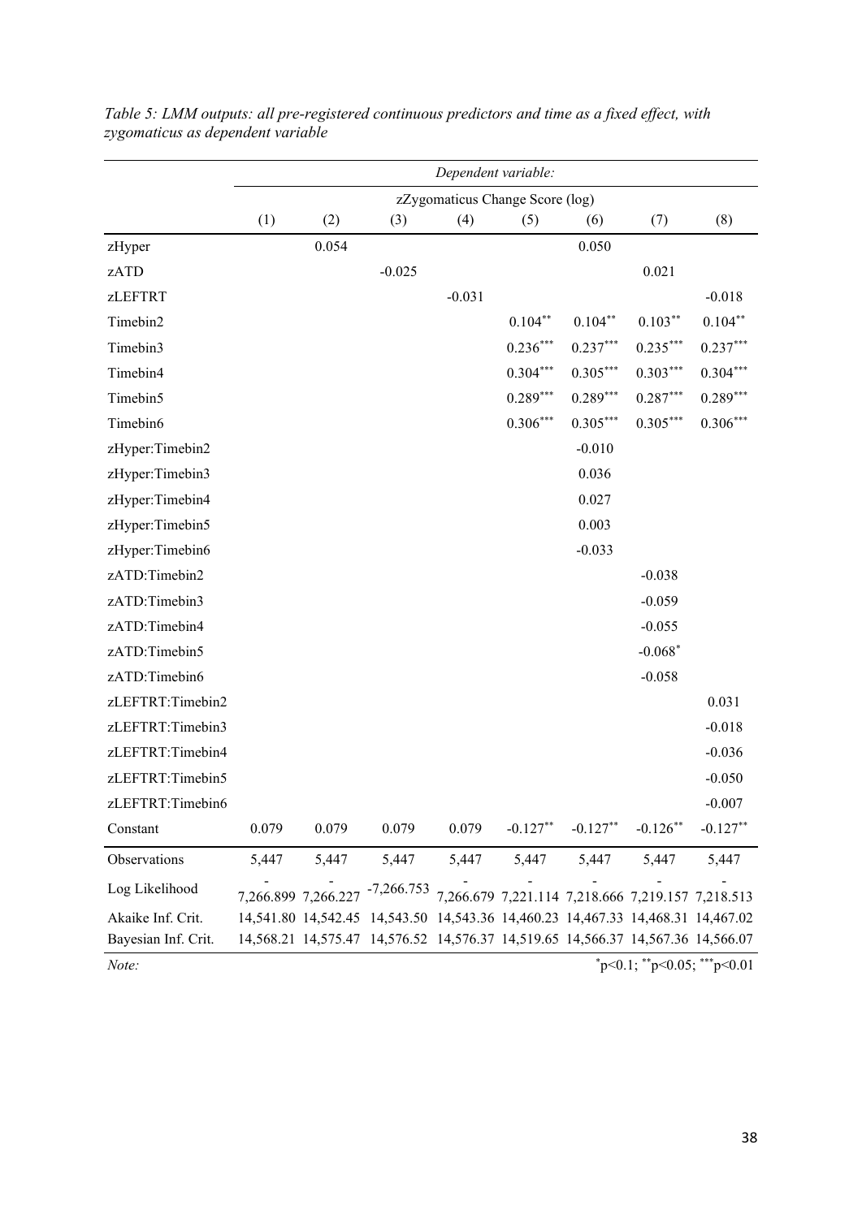*Table 5: LMM outputs: all pre-registered continuous predictors and time as a fixed effect, with zygomaticus as dependent variable*

| | *Dependent variable:* | | | | | | | |
|---|---|---|---|---|---|---|---|---|
| | zZygomaticus Change Score (log) | | | | | | | |
| | (1) | (2) | (3) | (4) | (5) | (6) | (7) | (8) |
| zHyper | | 0.054 | | | | 0.050 | | |
| zATD | | | -0.025 | | | | 0.021 | |
| zLEFTRT | | | | -0.031 | | | | -0.018 |
| Timebin2 | | | | | $0.104^{**}$ | $0.104^{**}$ | $0.103^{**}$ | $0.104^{**}$ |
| Timebin3 | | | | | $0.236^{***}$ | $0.237^{***}$ | $0.235^{***}$ | $0.237^{***}$ |
| Timebin4 | | | | | $0.304^{***}$ | $0.305^{***}$ | $0.303^{***}$ | $0.304^{***}$ |
| Timebin5 | | | | | $0.289^{***}$ | $0.289^{***}$ | $0.287^{***}$ | $0.289^{***}$ |
| Timebin6 | | | | | $0.306^{***}$ | $0.305^{***}$ | $0.305^{***}$ | $0.306^{***}$ |
| zHyper:Timebin2 | | | | | | -0.010 | | |
| zHyper:Timebin3 | | | | | | 0.036 | | |
| zHyper:Timebin4 | | | | | | 0.027 | | |
| zHyper:Timebin5 | | | | | | 0.003 | | |
| zHyper:Timebin6 | | | | | | -0.033 | | |
| zATD:Timebin2 | | | | | | | -0.038 | |
| zATD:Timebin3 | | | | | | | -0.059 | |
| zATD:Timebin4 | | | | | | | -0.055 | |
| zATD:Timebin5 | | | | | | | $-0.068^{*}$ | |
| zATD:Timebin6 | | | | | | | -0.058 | |
| zLEFTRT:Timebin2 | | | | | | | | 0.031 |
| zLEFTRT:Timebin3 | | | | | | | | -0.018 |
| zLEFTRT:Timebin4 | | | | | | | | -0.036 |
| zLEFTRT:Timebin5 | | | | | | | | -0.050 |
| zLEFTRT:Timebin6 | | | | | | | | -0.007 |
| Constant | 0.079 | 0.079 | 0.079 | 0.079 | $-0.127^{**}$ | $-0.127^{**}$ | $-0.126^{**}$ | $-0.127^{**}$ |
| Observations | 5,447 | 5,447 | 5,447 | 5,447 | 5,447 | 5,447 | 5,447 | 5,447 |
| Log Likelihood | -7,266.899 | -7,266.227 | -7,266.753 | -7,266.679 | -7,221.114 | -7,218.666 | -7,219.157 | -7,218.513 |
| Akaike Inf. Crit. | 14,541.80 | 14,542.45 | 14,543.50 | 14,543.36 | 14,460.23 | 14,467.33 | 14,468.31 | 14,467.02 |
| Bayesian Inf. Crit. | 14,568.21 | 14,575.47 | 14,576.52 | 14,576.37 | 14,519.65 | 14,566.37 | 14,567.36 | 14,566.07 |
| *Note:* | | | | | | | | $^{*}$p<0.1; $^{**}$p<0.05; $^{***}$p<0.01 |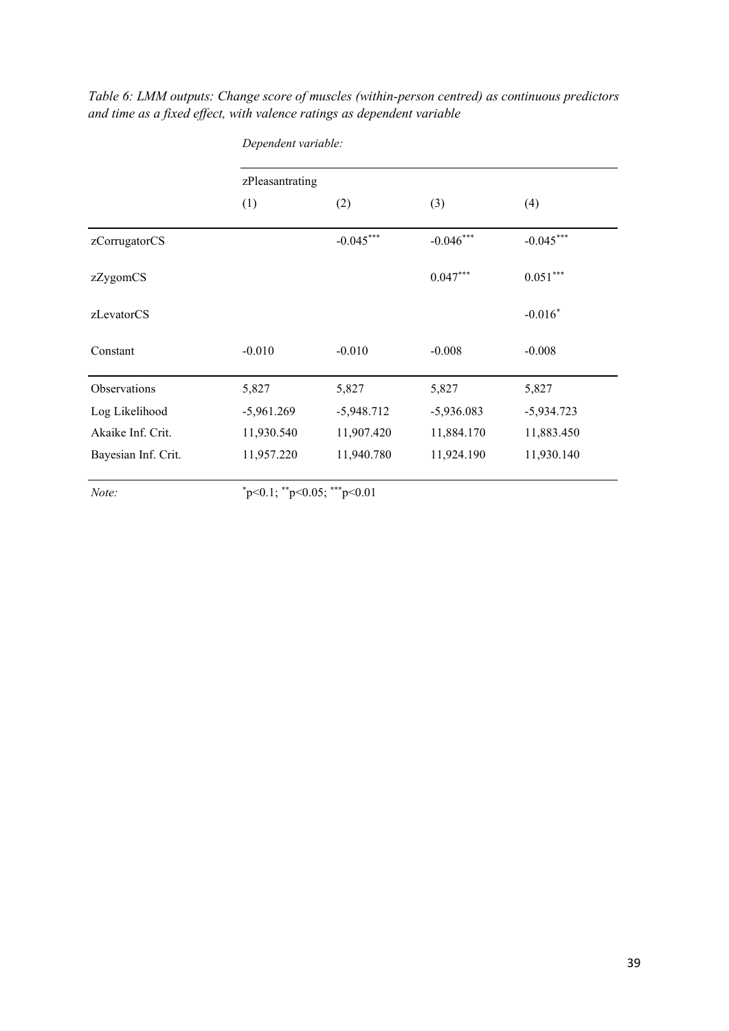*Table 6: LMM outputs: Change score of muscles (within-person centred) as continuous predictors and time as a fixed effect, with valence ratings as dependent variable*

| | *Dependent variable:* | | | |
|---|---|---|---|---|
| | zPleasantrating | | | |
| | (1) | (2) | (3) | (4) |
| zCorrugatorCS | | $-0.045^{***}$ | $-0.046^{***}$ | $-0.045^{***}$ |
| zZygomCS | | | $0.047^{***}$ | $0.051^{***}$ |
| zLevatorCS | | | | $-0.016^{*}$ |
| Constant | -0.010 | -0.010 | -0.008 | -0.008 |
| Observations | 5,827 | 5,827 | 5,827 | 5,827 |
| Log Likelihood | -5,961.269 | -5,948.712 | -5,936.083 | -5,934.723 |
| Akaike Inf. Crit. | 11,930.540 | 11,907.420 | 11,884.170 | 11,883.450 |
| Bayesian Inf. Crit. | 11,957.220 | 11,940.780 | 11,924.190 | 11,930.140 |

*Note:* $^{*}p<0.1$; $^{**}p<0.05$; $^{***}p<0.01$